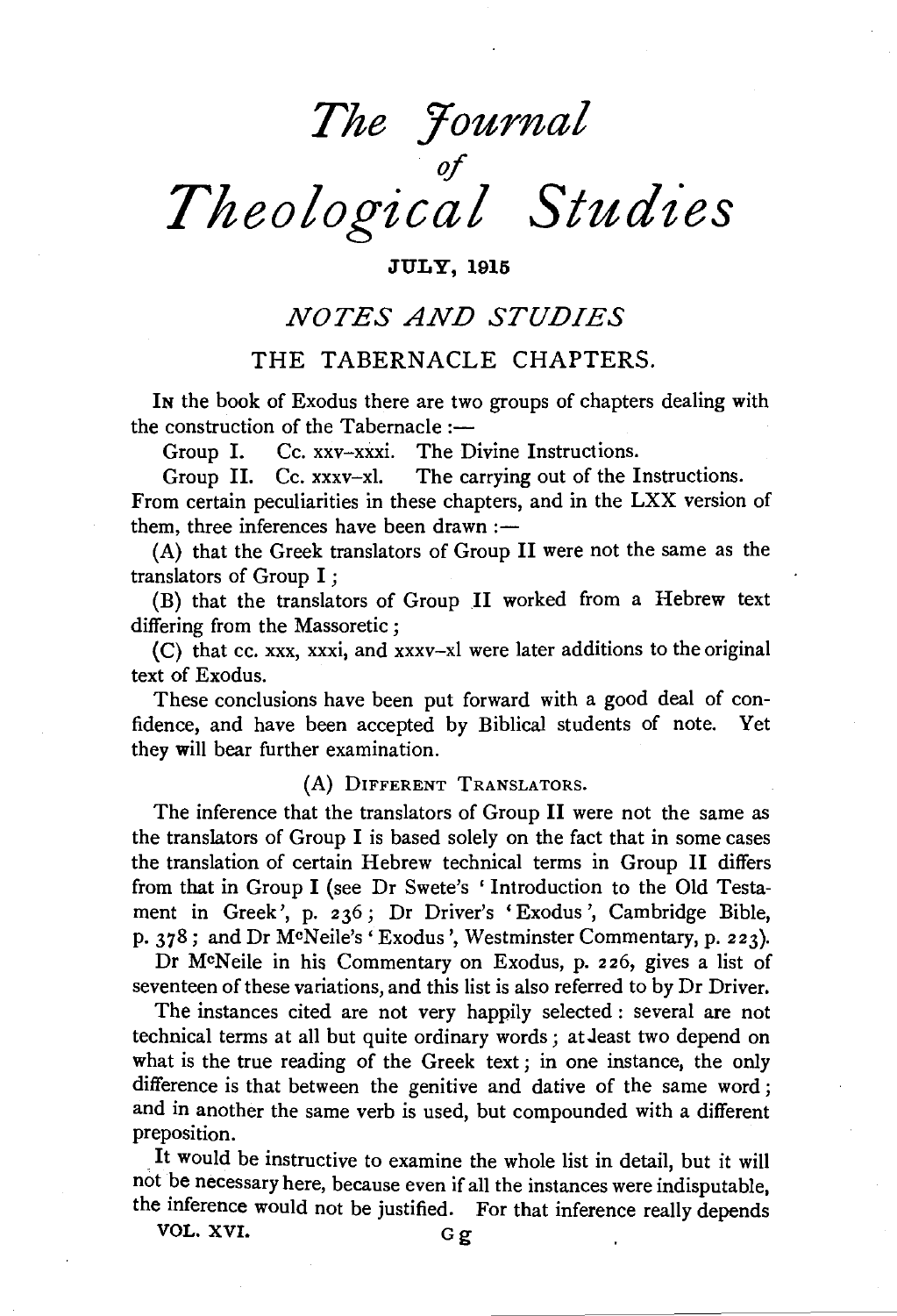# The Journal of Theological Studies

JULY, 1915

## NOTES AND STUDIES

### THE TABERNACLE CHAPTERS.

IN the book of Exodus there are two groups of chapters dealing with the construction of the Tabernacle :—

Group I. Cc. xxv–xxxi. The Divine Instructions.

Group II. Cc. xxxv–xl. The carrying out of the Instructions.

From certain peculiarities in these chapters, and in the LXX version of them, three inferences have been drawn :—

(A) that the Greek translators of Group II were not the same as the translators of Group I ;

(B) that the translators of Group II worked from a Hebrew text differing from the Massoretic ;

(C) that cc. xxx, xxxi, and xxxv–xl were later additions to the original text of Exodus.

These conclusions have been put forward with a good deal of confidence, and have been accepted by Biblical students of note. Yet they will bear further examination.

#### (A) DIFFERENT TRANSLATORS.

The inference that the translators of Group II were not the same as the translators of Group I is based solely on the fact that in some cases the translation of certain Hebrew technical terms in Group II differs from that in Group I (see Dr Swete's 'Introduction to the Old Testament in Greek', p. 236 ; Dr Driver's 'Exodus', Cambridge Bible, p. 378 ; and Dr McNeile's 'Exodus', Westminster Commentary, p. 223).

Dr McNeile in his Commentary on Exodus, p. 226, gives a list of seventeen of these variations, and this list is also referred to by Dr Driver.

The instances cited are not very happily selected : several are not technical terms at all but quite ordinary words ; at least two depend on what is the true reading of the Greek text ; in one instance, the only difference is that between the genitive and dative of the same word ; and in another the same verb is used, but compounded with a different preposition.

It would be instructive to examine the whole list in detail, but it will not be necessary here, because even if all the instances were indisputable, the inference would not be justified. For that inference really depends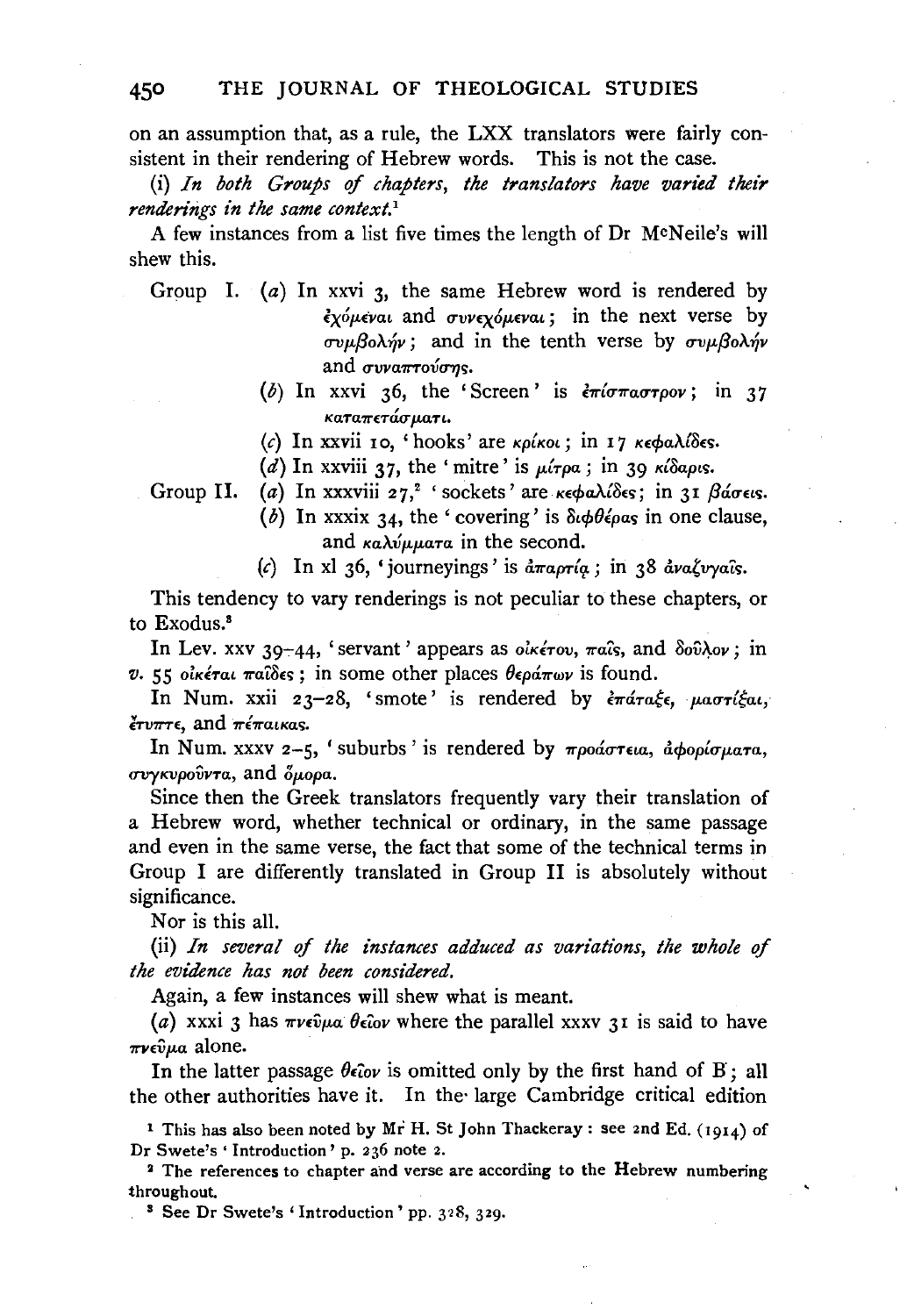on an assumption that, as a rule, the LXX translators were fairly consistent in their rendering of Hebrew words. This is not the case.

(i) *In both Groups of chapters, the translators have varied their renderings in the same context.*[1]

A few instances from a list five times the length of Dr McNeile's will shew this.

Group I. (*a*) In xxvi 3, the same Hebrew word is rendered by ἐχόμεναι and συνεχόμεναι; in the next verse by συμβολήν; and in the tenth verse by συμβολήν and συναπτούσης.

(*b*) In xxvi 36, the 'Screen' is ἐπίσπαστρον; in 37 καταπετάσματι.

(*c*) In xxvii 10, 'hooks' are κρίκοι; in 17 κεφαλίδες.

(*d*) In xxviii 37, the 'mitre' is μίτρα; in 39 κίδαρις.

Group II. (*a*) In xxxviii 27,[2] 'sockets' are κεφαλίδες; in 31 βάσεις.

(*b*) In xxxix 34, the 'covering' is διφθέρας in one clause, and καλύμματα in the second.

(*c*) In xl 36, 'journeyings' is ἀπαρτίᾳ; in 38 ἀναζυγαῖς.

This tendency to vary renderings is not peculiar to these chapters, or to Exodus.[3]

In Lev. xxv 39–44, 'servant' appears as οἰκέτου, παῖς, and δοῦλον; in *v.* 55 οἰκέται παῖδες; in some other places θεράπων is found.

In Num. xxii 23–28, 'smote' is rendered by ἐπάταξε, μαστίξαι, ἔτυπτε, and πέπαικας.

In Num. xxxv 2–5, 'suburbs' is rendered by προάστεια, ἀφορίσματα, συγκυροῦντα, and ὅμορα.

Since then the Greek translators frequently vary their translation of a Hebrew word, whether technical or ordinary, in the same passage and even in the same verse, the fact that some of the technical terms in Group I are differently translated in Group II is absolutely without significance.

Nor is this all.

(ii) *In several of the instances adduced as variations, the whole of the evidence has not been considered.*

Again, a few instances will shew what is meant.

(*a*) xxxi 3 has πνεῦμα θεῖον where the parallel xxxv 31 is said to have πνεῦμα alone.

In the latter passage θεῖον is omitted only by the first hand of B; all the other authorities have it. In the large Cambridge critical edition

[1] This has also been noted by Mr H. St John Thackeray: see 2nd Ed. (1914) of Dr Swete's 'Introduction' p. 236 note 2.

[2] The references to chapter and verse are according to the Hebrew numbering throughout.

[3] See Dr Swete's 'Introduction' pp. 328, 329.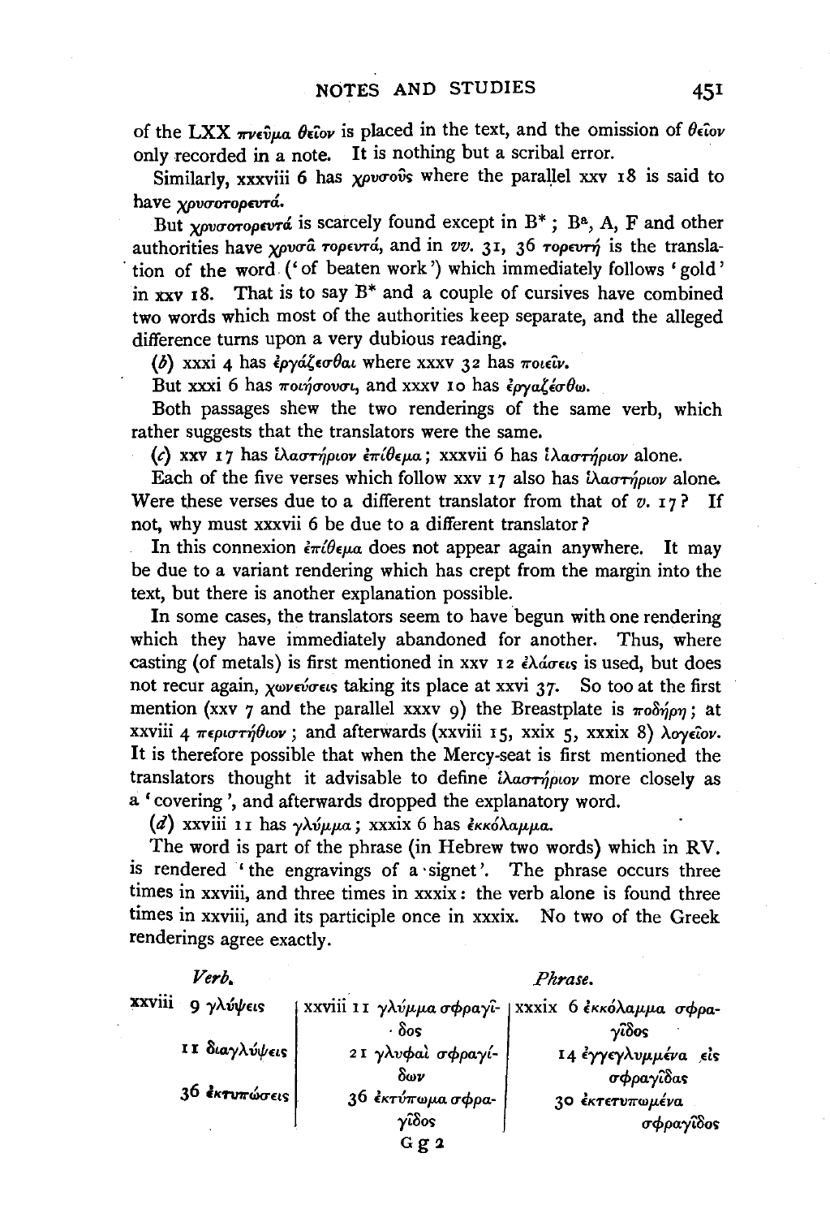of the LXX πνεῦμα θεῖον is placed in the text, and the omission of θεῖον only recorded in a note. It is nothing but a scribal error.

Similarly, xxxviii 6 has χρυσοῦς where the parallel xxv 18 is said to have χρυσοτορευτά.

But χρυσοτορευτά is scarcely found except in B*; B[a], A, F and other authorities have χρυσᾶ τορευτά, and in *vv.* 31, 36 τορευτή is the translation of the word ('of beaten work') which immediately follows 'gold' in xxv 18. That is to say B* and a couple of cursives have combined two words which most of the authorities keep separate, and the alleged difference turns upon a very dubious reading.

(*b*) xxxi 4 has ἐργάζεσθαι where xxxv 32 has ποιεῖν.

But xxxi 6 has ποιήσουσι, and xxxv 10 has ἐργαζέσθω.

Both passages shew the two renderings of the same verb, which rather suggests that the translators were the same.

(*c*) xxv 17 has ἱλαστήριον ἐπίθεμα; xxxvii 6 has ἱλαστήριον alone.

Each of the five verses which follow xxv 17 also has ἱλαστήριον alone. Were these verses due to a different translator from that of *v.* 17? If not, why must xxxvii 6 be due to a different translator?

In this connexion ἐπίθεμα does not appear again anywhere. It may be due to a variant rendering which has crept from the margin into the text, but there is another explanation possible.

In some cases, the translators seem to have begun with one rendering which they have immediately abandoned for another. Thus, where casting (of metals) is first mentioned in xxv 12 ἐλάσεις is used, but does not recur again, χωνεύσεις taking its place at xxvi 37. So too at the first mention (xxv 7 and the parallel xxxv 9) the Breastplate is ποδήρη; at xxviii 4 περιστήθιον; and afterwards (xxviii 15, xxix 5, xxxix 8) λογεῖον. It is therefore possible that when the Mercy-seat is first mentioned the translators thought it advisable to define ἱλαστήριον more closely as a 'covering', and afterwards dropped the explanatory word.

(*d*) xxviii 11 has γλύμμα; xxxix 6 has ἐκκόλαμμα.

The word is part of the phrase (in Hebrew two words) which in RV. is rendered 'the engravings of a signet'. The phrase occurs three times in xxviii, and three times in xxxix: the verb alone is found three times in xxviii, and its participle once in xxxix. No two of the Greek renderings agree exactly.

| *Verb.* | *Phrase.* | |
|---|---|---|
| xxviii 9 γλύψεις | xxviii 11 γλύμμα σφραγῖδος | xxxix 6 ἐκκόλαμμα σφραγῖδος |
| 11 διαγλύψεις | 21 γλυφαὶ σφραγίδων | 14 ἐγγεγλυμμένα εἰς σφραγῖδας |
| 36 ἐκτυπώσεις | 36 ἐκτύπωμα σφραγῖδος | 30 ἐκτετυπωμένα σφραγῖδος |

G g 2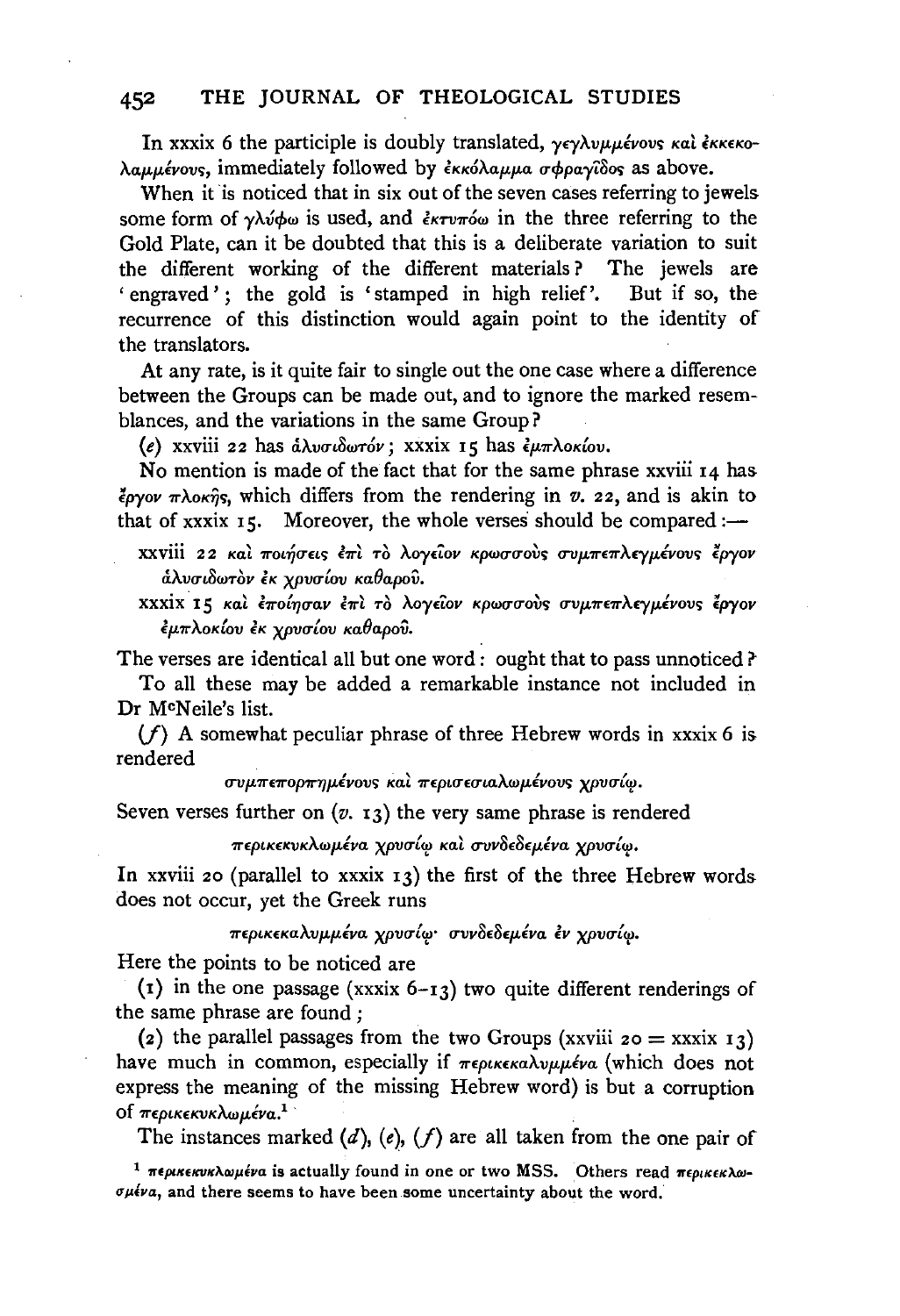In xxxix 6 the participle is doubly translated, γεγλυμμένους καὶ ἐκκεκολαμμένους, immediately followed by ἐκκόλαμμα σφραγῖδος as above.

When it is noticed that in six out of the seven cases referring to jewels some form of γλύφω is used, and ἐκτυπόω in the three referring to the Gold Plate, can it be doubted that this is a deliberate variation to suit the different working of the different materials? The jewels are 'engraved'; the gold is 'stamped in high relief'. But if so, the recurrence of this distinction would again point to the identity of the translators.

At any rate, is it quite fair to single out the one case where a difference between the Groups can be made out, and to ignore the marked resemblances, and the variations in the same Group?

(*e*) xxviii 22 has ἀλυσιδωτόν; xxxix 15 has ἐμπλοκίου.

No mention is made of the fact that for the same phrase xxviii 14 has ἔργον πλοκῆς, which differs from the rendering in *v.* 22, and is akin to that of xxxix 15. Moreover, the whole verses should be compared:—

> xxviii 22 καὶ ποιήσεις ἐπὶ τὸ λογεῖον κρωσσοὺς συμπεπλεγμένους ἔργον ἀλυσιδωτὸν ἐκ χρυσίου καθαροῦ.
>
> xxxix 15 καὶ ἐποίησαν ἐπὶ τὸ λογεῖον κρωσσοὺς συμπεπλεγμένους ἔργον ἐμπλοκίου ἐκ χρυσίου καθαροῦ.

The verses are identical all but one word: ought that to pass unnoticed?

To all these may be added a remarkable instance not included in Dr McNeile's list.

(*f*) A somewhat peculiar phrase of three Hebrew words in xxxix 6 is rendered

> συμπεπορπημένους καὶ περισεσιαλωμένους χρυσίῳ.

Seven verses further on (*v.* 13) the very same phrase is rendered

> περικεκυκλωμένα χρυσίῳ καὶ συνδεδεμένα χρυσίῳ.

In xxviii 20 (parallel to xxxix 13) the first of the three Hebrew words does not occur, yet the Greek runs

> περικεκαλυμμένα χρυσίῳ· συνδεδεμένα ἐν χρυσίῳ.

Here the points to be noticed are

(1) in the one passage (xxxix 6–13) two quite different renderings of the same phrase are found;

(2) the parallel passages from the two Groups (xxviii 20 = xxxix 13) have much in common, especially if περικεκαλυμμένα (which does not express the meaning of the missing Hebrew word) is but a corruption of περικεκυκλωμένα.[1]

The instances marked (*d*), (*e*), (*f*) are all taken from the one pair of

[1] περικεκυκλωμένα is actually found in one or two MSS. Others read περικεκλωσμένα, and there seems to have been some uncertainty about the word.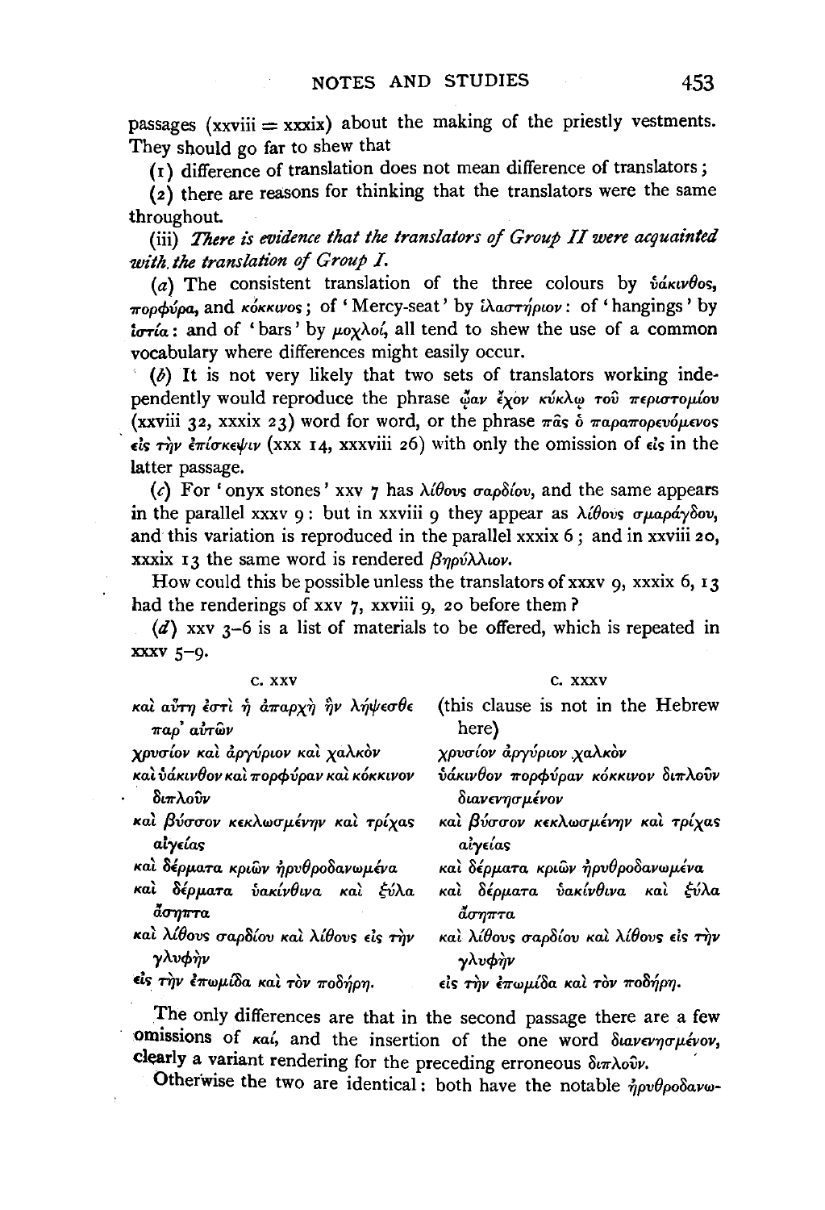passages (xxviii = xxxix) about the making of the priestly vestments. They should go far to shew that

(1) difference of translation does not mean difference of translators;

(2) there are reasons for thinking that the translators were the same throughout.

(iii) *There is evidence that the translators of Group II were acquainted with the translation of Group I.*

(*a*) The consistent translation of the three colours by ὑάκινθος, πορφύρα, and κόκκινος; of 'Mercy-seat' by ἱλαστήριον: of 'hangings' by ἱστία: and of 'bars' by μοχλοί, all tend to shew the use of a common vocabulary where differences might easily occur.

(*b*) It is not very likely that two sets of translators working independently would reproduce the phrase ᾤαν ἔχον κύκλῳ τοῦ περιστομίου (xxviii 32, xxxix 23) word for word, or the phrase πᾶς ὁ παραπορευόμενος εἰς τὴν ἐπίσκεψιν (xxx 14, xxxviii 26) with only the omission of εἰς in the latter passage.

(*c*) For 'onyx stones' xxv 7 has λίθους σαρδίου, and the same appears in the parallel xxxv 9: but in xxviii 9 they appear as λίθους σμαράγδου, and this variation is reproduced in the parallel xxxix 6; and in xxviii 20, xxxix 13 the same word is rendered βηρύλλιον.

How could this be possible unless the translators of xxxv 9, xxxix 6, 13 had the renderings of xxv 7, xxviii 9, 20 before them?

(*d*) xxv 3–6 is a list of materials to be offered, which is repeated in xxxv 5–9.

| c. xxv | c. xxxv |
|---|---|
| καὶ αὕτη ἐστὶ ἡ ἀπαρχὴ ἣν λήψεσθε παρ' αὐτῶν | (this clause is not in the Hebrew here) |
| χρυσίον καὶ ἀργύριον καὶ χαλκὸν | χρυσίον ἀργύριον χαλκὸν |
| καὶ ὑάκινθον καὶ πορφύραν καὶ κόκκινον διπλοῦν | ὑάκινθον πορφύραν κόκκινον διπλοῦν διανενησμένον |
| καὶ βύσσον κεκλωσμένην καὶ τρίχας αἰγείας | καὶ βύσσον κεκλωσμένην καὶ τρίχας αἰγείας |
| καὶ δέρματα κριῶν ἠρυθροδανωμένα | καὶ δέρματα κριῶν ἠρυθροδανωμένα |
| καὶ δέρματα ὑακίνθινα καὶ ξύλα ἄσηπτα | καὶ δέρματα ὑακίνθινα καὶ ξύλα ἄσηπτα |
| καὶ λίθους σαρδίου καὶ λίθους εἰς τὴν γλυφὴν | καὶ λίθους σαρδίου καὶ λίθους εἰς τὴν γλυφὴν |
| εἰς τὴν ἐπωμίδα καὶ τὸν ποδήρη. | εἰς τὴν ἐπωμίδα καὶ τὸν ποδήρη. |

The only differences are that in the second passage there are a few omissions of καί, and the insertion of the one word διανενησμένον, clearly a variant rendering for the preceding erroneous διπλοῦν.

Otherwise the two are identical: both have the notable ἠρυθροδανω-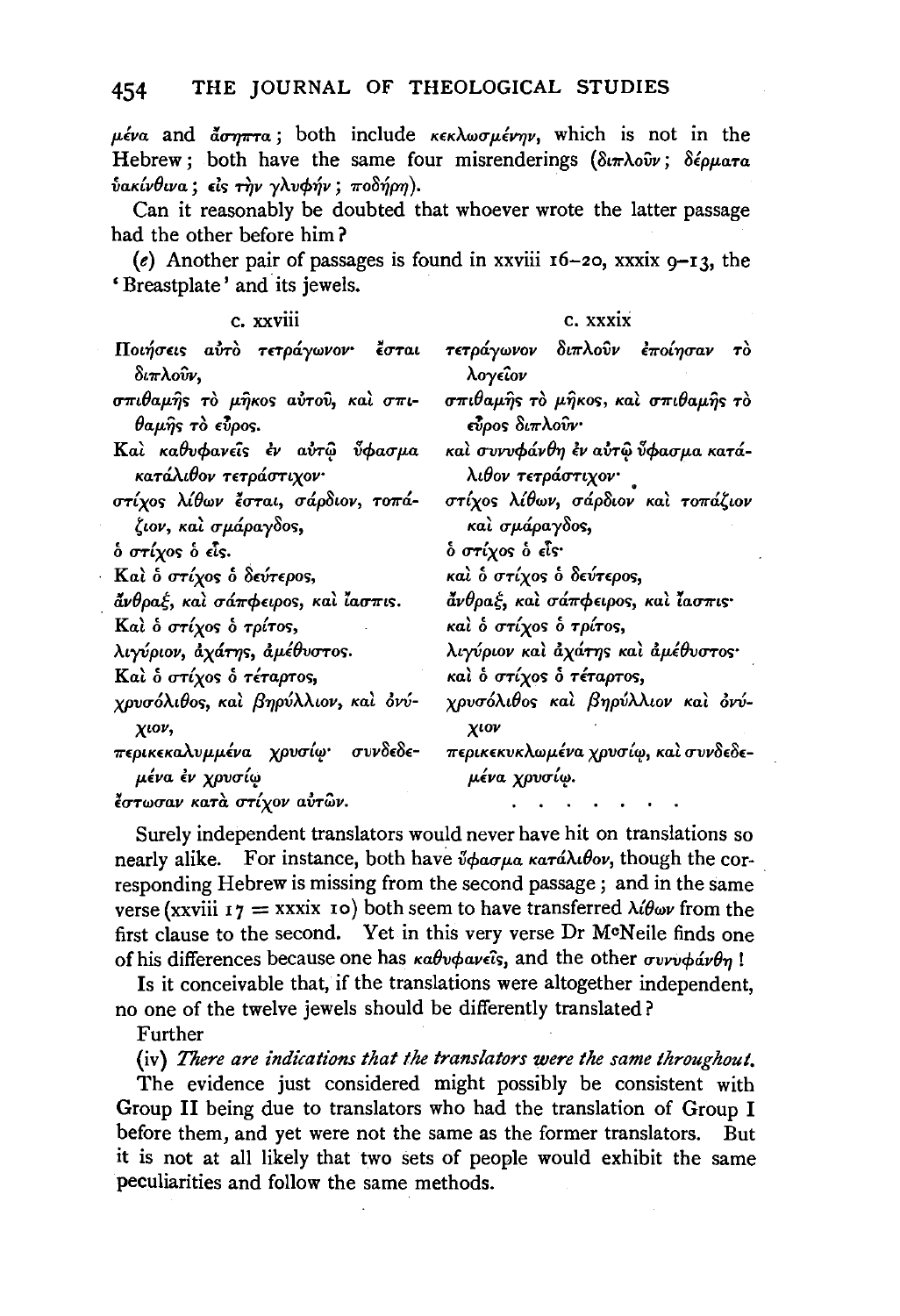μένα and ἄσηπτα; both include κεκλωσμένην, which is not in the Hebrew; both have the same four misrenderings (διπλοῦν; δέρματα ὑακίνθινα; εἰς τὴν γλυφήν; ποδήρη).

Can it reasonably be doubted that whoever wrote the latter passage had the other before him?

(*e*) Another pair of passages is found in xxviii 16–20, xxxix 9–13, the 'Breastplate' and its jewels.

| c. xxviii | c. xxxix |
|---|---|
| Ποιήσεις αὐτὸ τετράγωνον· ἔσται διπλοῦν, | τετράγωνον διπλοῦν ἐποίησαν τὸ λογεῖον |
| σπιθαμῆς τὸ μῆκος αὐτοῦ, καὶ σπιθαμῆς τὸ εὖρος. | σπιθαμῆς τὸ μῆκος, καὶ σπιθαμῆς τὸ εὖρος διπλοῦν· |
| Καὶ καθυφανεῖς ἐν αὐτῷ ὕφασμα κατάλιθον τετράστιχον· | καὶ συνυφάνθη ἐν αὐτῷ ὕφασμα κατάλιθον τετράστιχον· |
| στίχος λίθων ἔσται, σάρδιον, τοπάζιον, καὶ σμάραγδος, | στίχος λίθων, σάρδιον καὶ τοπάζιον καὶ σμάραγδος, |
| ὁ στίχος ὁ εἷς. | ὁ στίχος ὁ εἷς· |
| Καὶ ὁ στίχος ὁ δεύτερος, | καὶ ὁ στίχος ὁ δεύτερος, |
| ἄνθραξ, καὶ σάπφειρος, καὶ ἴασπις. | ἄνθραξ, καὶ σάπφειρος, καὶ ἴασπις· |
| Καὶ ὁ στίχος ὁ τρίτος, | καὶ ὁ στίχος ὁ τρίτος, |
| λιγύριον, ἀχάτης, ἀμέθυστος. | λιγύριον καὶ ἀχάτης καὶ ἀμέθυστος· |
| Καὶ ὁ στίχος ὁ τέταρτος, | καὶ ὁ στίχος ὁ τέταρτος, |
| χρυσόλιθος, καὶ βηρύλλιον, καὶ ὀνύχιον, | χρυσόλιθος καὶ βηρύλλιον καὶ ὀνύχιον |
| περικεκαλυμμένα χρυσίῳ· συνδεδεμένα ἐν χρυσίῳ | περικεκυκλωμένα χρυσίῳ, καὶ συνδεδεμένα χρυσίῳ. |
| ἔστωσαν κατὰ στίχον αὐτῶν. | . . . . . . . . |

Surely independent translators would never have hit on translations so nearly alike. For instance, both have ὕφασμα κατάλιθον, though the corresponding Hebrew is missing from the second passage; and in the same verse (xxviii 17 = xxxix 10) both seem to have transferred λίθων from the first clause to the second. Yet in this very verse Dr McNeile finds one of his differences because one has καθυφανεῖς, and the other συνυφάνθη!

Is it conceivable that, if the translations were altogether independent, no one of the twelve jewels should be differently translated?

Further

(iv) *There are indications that the translators were the same throughout.*

The evidence just considered might possibly be consistent with Group II being due to translators who had the translation of Group I before them, and yet were not the same as the former translators. But it is not at all likely that two sets of people would exhibit the same peculiarities and follow the same methods.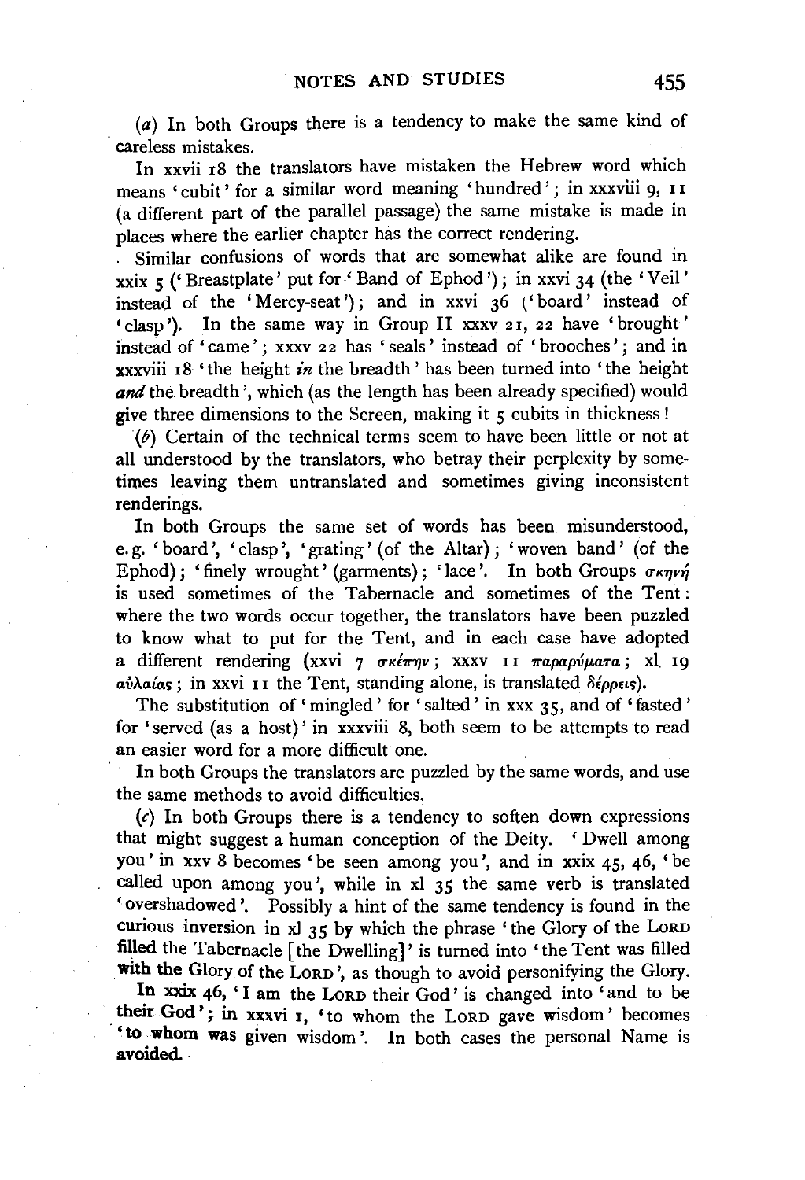(*a*) In both Groups there is a tendency to make the same kind of careless mistakes.

In xxvii 18 the translators have mistaken the Hebrew word which means 'cubit' for a similar word meaning 'hundred'; in xxxviii 9, 11 (a different part of the parallel passage) the same mistake is made in places where the earlier chapter has the correct rendering.

Similar confusions of words that are somewhat alike are found in xxix 5 ('Breastplate' put for 'Band of Ephod'); in xxvi 34 (the 'Veil' instead of the 'Mercy-seat'); and in xxvi 36 ('board' instead of 'clasp'). In the same way in Group II xxxv 21, 22 have 'brought' instead of 'came'; xxxv 22 has 'seals' instead of 'brooches'; and in xxxviii 18 'the height *in* the breadth' has been turned into 'the height *and* the breadth', which (as the length has been already specified) would give three dimensions to the Screen, making it 5 cubits in thickness!

(*b*) Certain of the technical terms seem to have been little or not at all understood by the translators, who betray their perplexity by sometimes leaving them untranslated and sometimes giving inconsistent renderings.

In both Groups the same set of words has been misunderstood, e.g. 'board', 'clasp', 'grating' (of the Altar); 'woven band' (of the Ephod); 'finely wrought' (garments); 'lace'. In both Groups σκηνή is used sometimes of the Tabernacle and sometimes of the Tent: where the two words occur together, the translators have been puzzled to know what to put for the Tent, and in each case have adopted a different rendering (xxvi 7 σκέπην; xxxv 11 παραρύματα; xl 19 αὐλαίας; in xxvi 11 the Tent, standing alone, is translated δέρρεις).

The substitution of 'mingled' for 'salted' in xxx 35, and of 'fasted' for 'served (as a host)' in xxxviii 8, both seem to be attempts to read an easier word for a more difficult one.

In both Groups the translators are puzzled by the same words, and use the same methods to avoid difficulties.

(*c*) In both Groups there is a tendency to soften down expressions that might suggest a human conception of the Deity. 'Dwell among you' in xxv 8 becomes 'be seen among you', and in xxix 45, 46, 'be called upon among you', while in xl 35 the same verb is translated 'overshadowed'. Possibly a hint of the same tendency is found in the curious inversion in xl 35 by which the phrase 'the Glory of the LORD filled the Tabernacle [the Dwelling]' is turned into 'the Tent was filled with the Glory of the LORD', as though to avoid personifying the Glory.

In xxix 46, 'I am the LORD their God' is changed into 'and to be their God'; in xxxvi 1, 'to whom the LORD gave wisdom' becomes 'to whom was given wisdom'. In both cases the personal Name is avoided.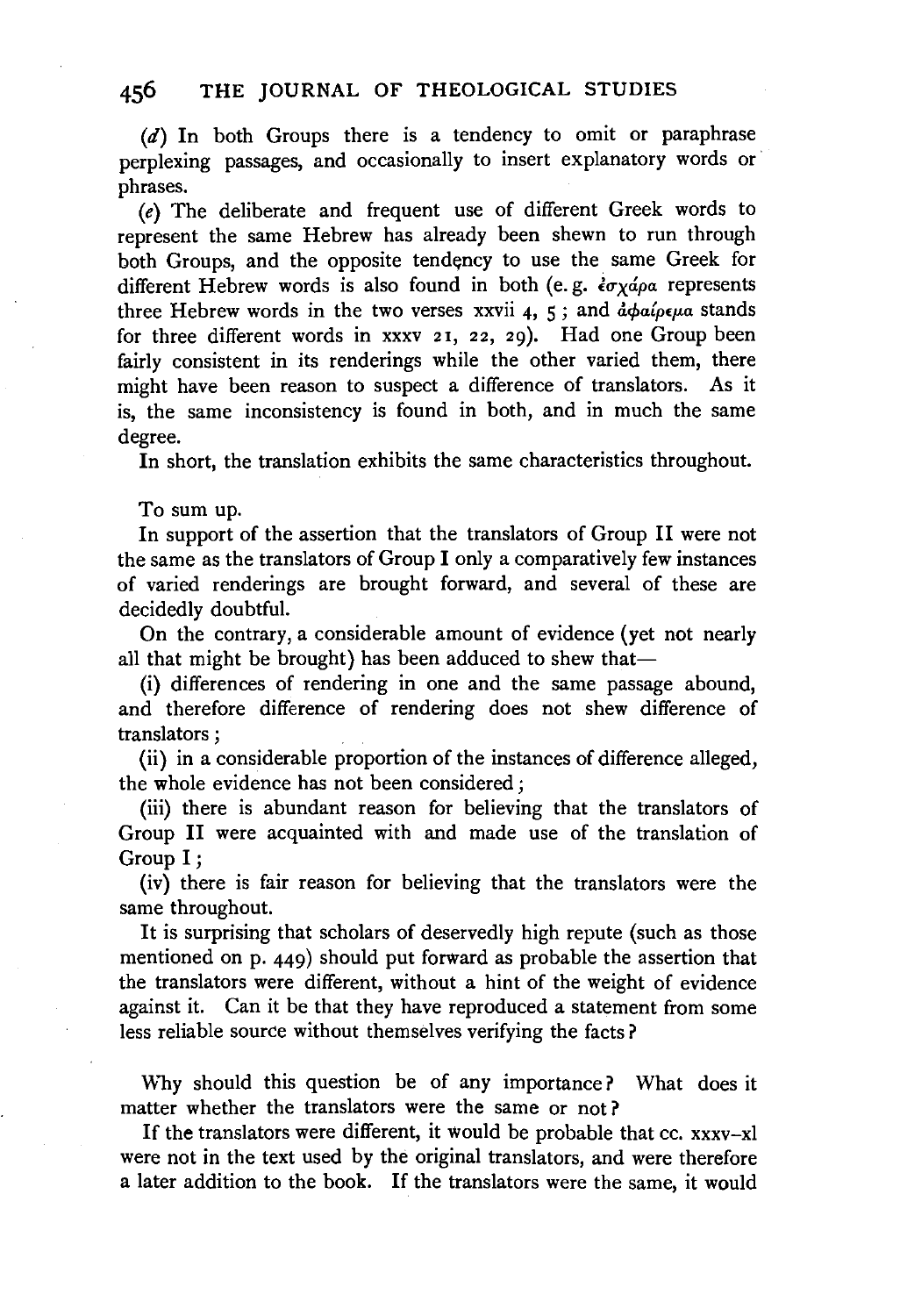(*d*) In both Groups there is a tendency to omit or paraphrase perplexing passages, and occasionally to insert explanatory words or phrases.

(*e*) The deliberate and frequent use of different Greek words to represent the same Hebrew has already been shewn to run through both Groups, and the opposite tendency to use the same Greek for different Hebrew words is also found in both (e.g. ἐσχάρα represents three Hebrew words in the two verses xxvii 4, 5; and ἀφαίρεμα stands for three different words in xxxv 21, 22, 29). Had one Group been fairly consistent in its renderings while the other varied them, there might have been reason to suspect a difference of translators. As it is, the same inconsistency is found in both, and in much the same degree.

In short, the translation exhibits the same characteristics throughout.

To sum up.

In support of the assertion that the translators of Group II were not the same as the translators of Group I only a comparatively few instances of varied renderings are brought forward, and several of these are decidedly doubtful.

On the contrary, a considerable amount of evidence (yet not nearly all that might be brought) has been adduced to shew that—

(i) differences of rendering in one and the same passage abound, and therefore difference of rendering does not shew difference of translators;

(ii) in a considerable proportion of the instances of difference alleged, the whole evidence has not been considered;

(iii) there is abundant reason for believing that the translators of Group II were acquainted with and made use of the translation of Group I;

(iv) there is fair reason for believing that the translators were the same throughout.

It is surprising that scholars of deservedly high repute (such as those mentioned on p. 449) should put forward as probable the assertion that the translators were different, without a hint of the weight of evidence against it. Can it be that they have reproduced a statement from some less reliable source without themselves verifying the facts?

Why should this question be of any importance? What does it matter whether the translators were the same or not?

If the translators were different, it would be probable that cc. xxxv–xl were not in the text used by the original translators, and were therefore a later addition to the book. If the translators were the same, it would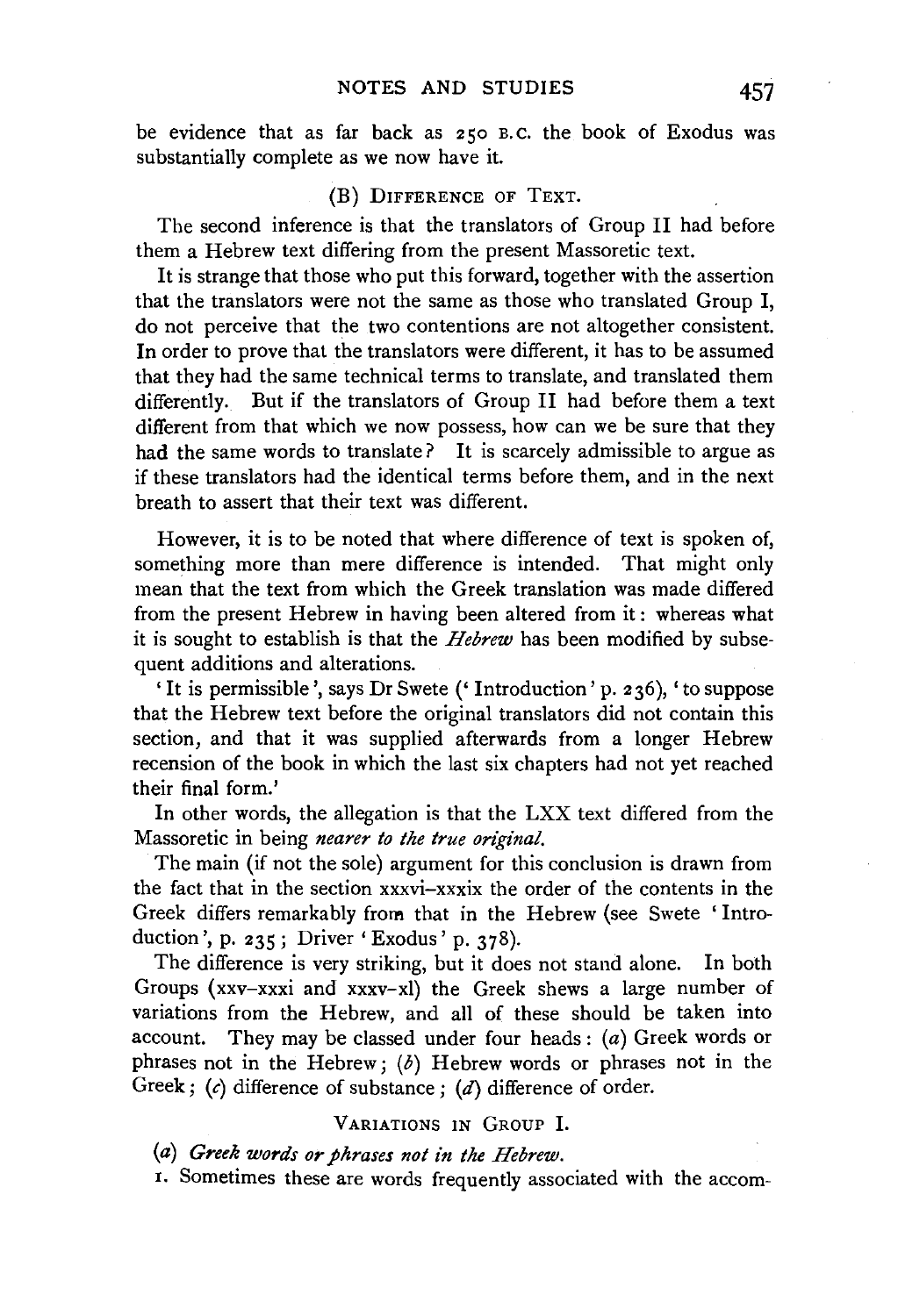be evidence that as far back as 250 B.C. the book of Exodus was substantially complete as we now have it.

### (B) Difference of Text.

The second inference is that the translators of Group II had before them a Hebrew text differing from the present Massoretic text.

It is strange that those who put this forward, together with the assertion that the translators were not the same as those who translated Group I, do not perceive that the two contentions are not altogether consistent. In order to prove that the translators were different, it has to be assumed that they had the same technical terms to translate, and translated them differently. But if the translators of Group II had before them a text different from that which we now possess, how can we be sure that they had the same words to translate? It is scarcely admissible to argue as if these translators had the identical terms before them, and in the next breath to assert that their text was different.

However, it is to be noted that where difference of text is spoken of, something more than mere difference is intended. That might only mean that the text from which the Greek translation was made differed from the present Hebrew in having been altered from it: whereas what it is sought to establish is that the *Hebrew* has been modified by subsequent additions and alterations.

'It is permissible', says Dr Swete ('Introduction' p. 236), 'to suppose that the Hebrew text before the original translators did not contain this section, and that it was supplied afterwards from a longer Hebrew recension of the book in which the last six chapters had not yet reached their final form.'

In other words, the allegation is that the LXX text differed from the Massoretic in being *nearer to the true original.*

The main (if not the sole) argument for this conclusion is drawn from the fact that in the section xxxvi–xxxix the order of the contents in the Greek differs remarkably from that in the Hebrew (see Swete 'Introduction', p. 235; Driver 'Exodus' p. 378).

The difference is very striking, but it does not stand alone. In both Groups (xxv–xxxi and xxxv–xl) the Greek shews a large number of variations from the Hebrew, and all of these should be taken into account. They may be classed under four heads: (*a*) Greek words or phrases not in the Hebrew; (*b*) Hebrew words or phrases not in the Greek; (*c*) difference of substance; (*d*) difference of order.

### Variations in Group I.

(*a*) *Greek words or phrases not in the Hebrew.*

1. Sometimes these are words frequently associated with the accom-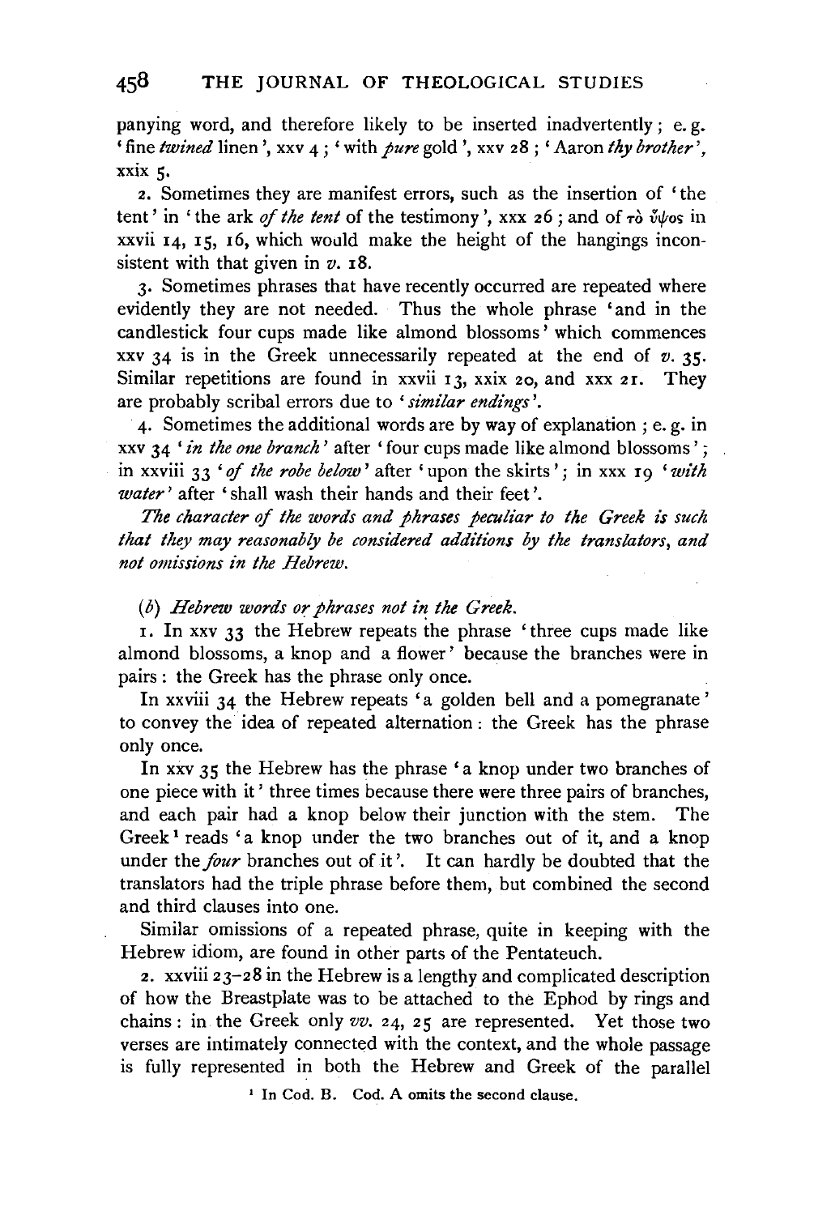panying word, and therefore likely to be inserted inadvertently; e. g. 'fine *twined* linen', xxv 4; 'with *pure* gold', xxv 28; 'Aaron *thy brother*', xxix 5.

2. Sometimes they are manifest errors, such as the insertion of 'the tent' in 'the ark *of the tent* of the testimony', xxx 26; and of τὸ ὕψος in xxvii 14, 15, 16, which would make the height of the hangings inconsistent with that given in *v.* 18.

3. Sometimes phrases that have recently occurred are repeated where evidently they are not needed. Thus the whole phrase 'and in the candlestick four cups made like almond blossoms' which commences xxv 34 is in the Greek unnecessarily repeated at the end of *v.* 35. Similar repetitions are found in xxvii 13, xxix 20, and xxx 21. They are probably scribal errors due to '*similar endings*'.

4. Sometimes the additional words are by way of explanation; e. g. in xxv 34 '*in the one branch*' after 'four cups made like almond blossoms'; in xxviii 33 '*of the robe below*' after 'upon the skirts'; in xxx 19 '*with water*' after 'shall wash their hands and their feet'.

*The character of the words and phrases peculiar to the Greek is such that they may reasonably be considered additions by the translators, and not omissions in the Hebrew.*

(*b*) *Hebrew words or phrases not in the Greek.*

1. In xxv 33 the Hebrew repeats the phrase 'three cups made like almond blossoms, a knop and a flower' because the branches were in pairs: the Greek has the phrase only once.

In xxviii 34 the Hebrew repeats 'a golden bell and a pomegranate' to convey the idea of repeated alternation: the Greek has the phrase only once.

In xxv 35 the Hebrew has the phrase 'a knop under two branches of one piece with it' three times because there were three pairs of branches, and each pair had a knop below their junction with the stem. The Greek[1] reads 'a knop under the two branches out of it, and a knop under the *four* branches out of it'. It can hardly be doubted that the translators had the triple phrase before them, but combined the second and third clauses into one.

Similar omissions of a repeated phrase, quite in keeping with the Hebrew idiom, are found in other parts of the Pentateuch.

2. xxviii 23–28 in the Hebrew is a lengthy and complicated description of how the Breastplate was to be attached to the Ephod by rings and chains: in the Greek only *vv.* 24, 25 are represented. Yet those two verses are intimately connected with the context, and the whole passage is fully represented in both the Hebrew and Greek of the parallel

[1] In Cod. B. Cod. A omits the second clause.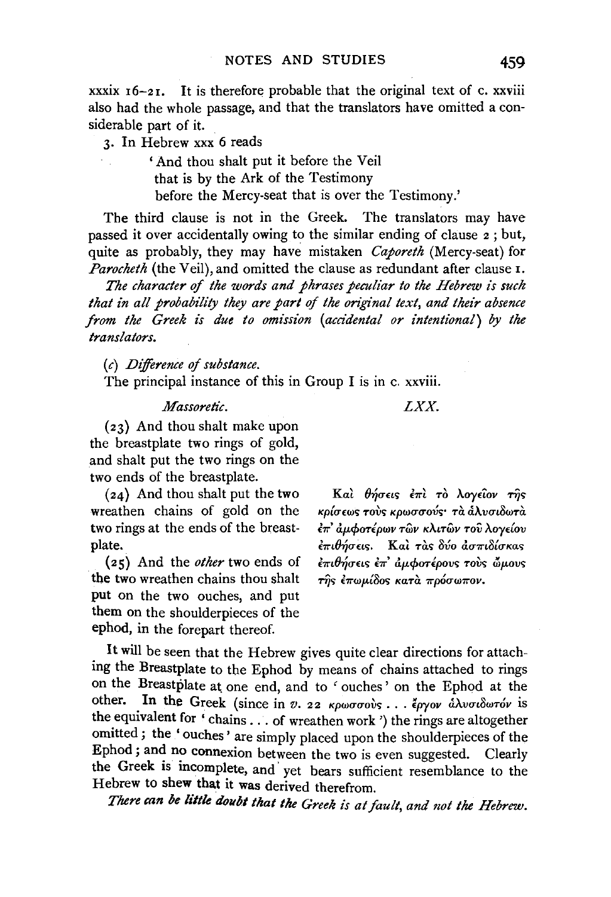xxxix 16–21. It is therefore probable that the original text of c. xxviii also had the whole passage, and that the translators have omitted a considerable part of it.

3. In Hebrew xxx 6 reads

> 'And thou shalt put it before the Veil
> that is by the Ark of the Testimony
> before the Mercy-seat that is over the Testimony.'

The third clause is not in the Greek. The translators may have passed it over accidentally owing to the similar ending of clause 2; but, quite as probably, they may have mistaken *Caporeth* (Mercy-seat) for *Parocheth* (the Veil), and omitted the clause as redundant after clause 1.

*The character of the words and phrases peculiar to the Hebrew is such that in all probability they are part of the original text, and their absence from the Greek is due to omission (accidental or intentional) by the translators.*

(*c*) *Difference of substance.*

The principal instance of this in Group I is in c. xxviii.

| *Massoretic.* | *LXX.* |
| --- | --- |
| (23) And thou shalt make upon the breastplate two rings of gold, and shalt put the two rings on the two ends of the breastplate. | |
| (24) And thou shalt put the two wreathen chains of gold on the two rings at the ends of the breastplate. (25) And the *other* two ends of the two wreathen chains thou shalt put on the two ouches, and put them on the shoulderpieces of the ephod, in the forepart thereof. | Καὶ θήσεις ἐπὶ τὸ λογεῖον τῆς κρίσεως τοὺς κρωσσούς· τὰ ἁλυσιδωτὰ ἐπ' ἀμφοτέρων τῶν κλιτῶν τοῦ λογείου ἐπιθήσεις. Καὶ τὰς δύο ἀσπιδίσκας ἐπιθήσεις ἐπ' ἀμφοτέρους τοὺς ὤμους τῆς ἐπωμίδος κατὰ πρόσωπον. |

It will be seen that the Hebrew gives quite clear directions for attaching the Breastplate to the Ephod by means of chains attached to rings on the Breastplate at one end, and to 'ouches' on the Ephod at the other. In the Greek (since in *v.* 22 κρωσσοὺς . . . ἔργον ἁλυσιδωτόν is the equivalent for 'chains . . . of wreathen work') the rings are altogether omitted; the 'ouches' are simply placed upon the shoulderpieces of the Ephod; and no connexion between the two is even suggested. Clearly the Greek is incomplete, and yet bears sufficient resemblance to the Hebrew to shew that it was derived therefrom.

*There can be little doubt that the Greek is at fault, and not the Hebrew.*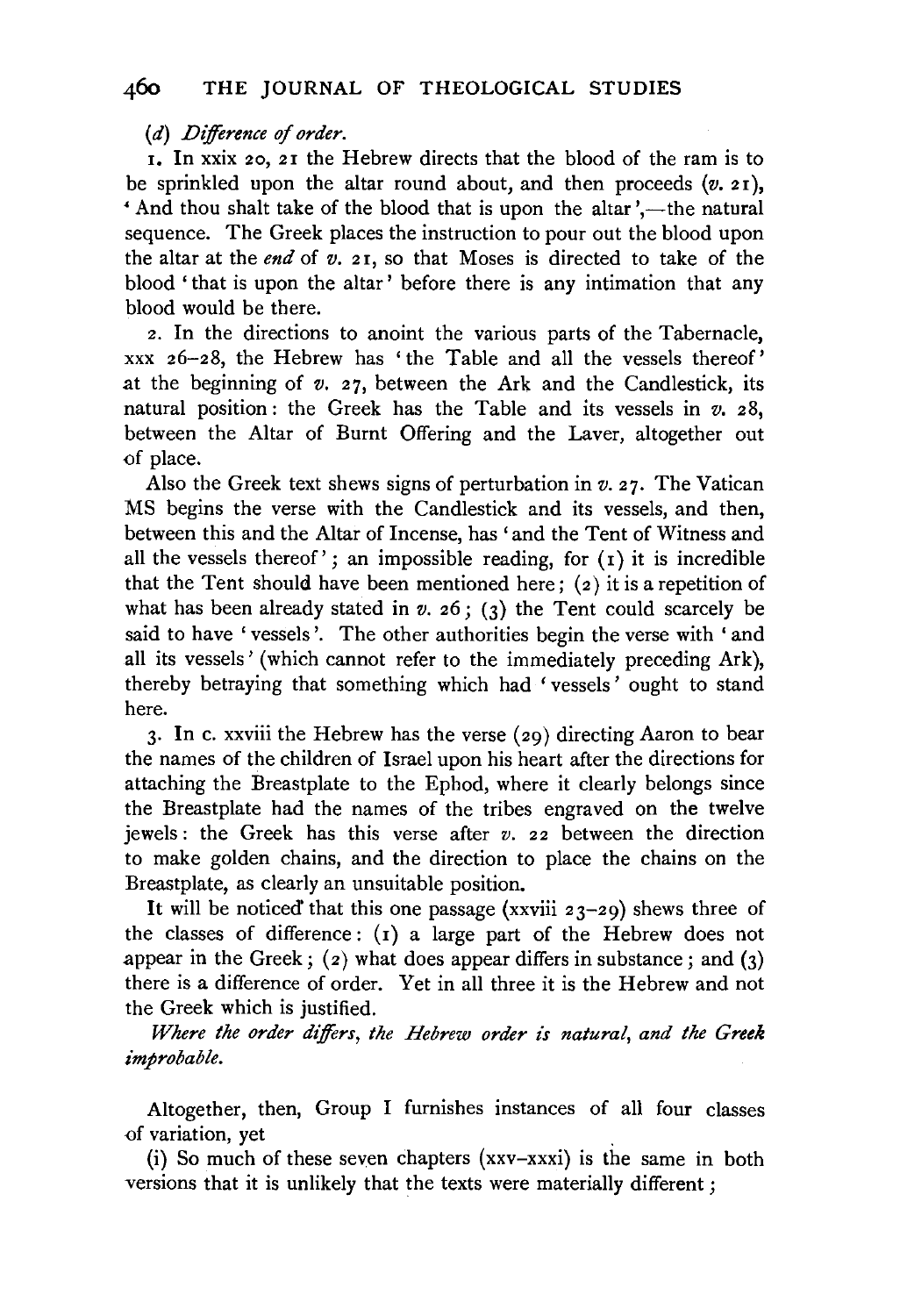(*d*) *Difference of order.*

1. In xxix 20, 21 the Hebrew directs that the blood of the ram is to be sprinkled upon the altar round about, and then proceeds (*v.* 21), 'And thou shalt take of the blood that is upon the altar',—the natural sequence. The Greek places the instruction to pour out the blood upon the altar at the *end* of *v.* 21, so that Moses is directed to take of the blood 'that is upon the altar' before there is any intimation that any blood would be there.

2. In the directions to anoint the various parts of the Tabernacle, xxx 26–28, the Hebrew has 'the Table and all the vessels thereof' at the beginning of *v.* 27, between the Ark and the Candlestick, its natural position: the Greek has the Table and its vessels in *v.* 28, between the Altar of Burnt Offering and the Laver, altogether out of place.

Also the Greek text shews signs of perturbation in *v.* 27. The Vatican MS begins the verse with the Candlestick and its vessels, and then, between this and the Altar of Incense, has 'and the Tent of Witness and all the vessels thereof'; an impossible reading, for (1) it is incredible that the Tent should have been mentioned here; (2) it is a repetition of what has been already stated in *v.* 26; (3) the Tent could scarcely be said to have 'vessels'. The other authorities begin the verse with 'and all its vessels' (which cannot refer to the immediately preceding Ark), thereby betraying that something which had 'vessels' ought to stand here.

3. In c. xxviii the Hebrew has the verse (29) directing Aaron to bear the names of the children of Israel upon his heart after the directions for attaching the Breastplate to the Ephod, where it clearly belongs since the Breastplate had the names of the tribes engraved on the twelve jewels: the Greek has this verse after *v.* 22 between the direction to make golden chains, and the direction to place the chains on the Breastplate, as clearly an unsuitable position.

It will be noticed that this one passage (xxviii 23–29) shews three of the classes of difference: (1) a large part of the Hebrew does not appear in the Greek; (2) what does appear differs in substance; and (3) there is a difference of order. Yet in all three it is the Hebrew and not the Greek which is justified.

*Where the order differs, the Hebrew order is natural, and the Greek improbable.*

Altogether, then, Group I furnishes instances of all four classes of variation, yet

(i) So much of these seven chapters (xxv–xxxi) is the same in both versions that it is unlikely that the texts were materially different;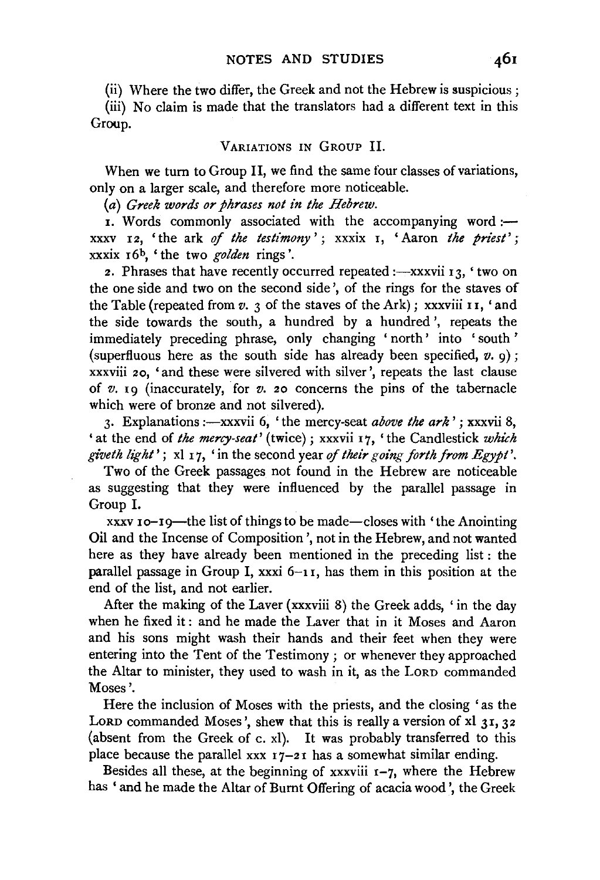(ii) Where the two differ, the Greek and not the Hebrew is suspicious;

(iii) No claim is made that the translators had a different text in this Group.

### Variations in Group II.

When we turn to Group II, we find the same four classes of variations, only on a larger scale, and therefore more noticeable.

(*a*) *Greek words or phrases not in the Hebrew.*

1. Words commonly associated with the accompanying word:—xxxv 12, 'the ark *of the testimony*'; xxxix 1, 'Aaron *the priest*'; xxxix 16b, 'the two *golden* rings'.

2. Phrases that have recently occurred repeated:—xxxvii 13, 'two on the one side and two on the second side', of the rings for the staves of the Table (repeated from *v.* 3 of the staves of the Ark); xxxviii 11, 'and the side towards the south, a hundred by a hundred', repeats the immediately preceding phrase, only changing 'north' into 'south' (superfluous here as the south side has already been specified, *v.* 9); xxxviii 20, 'and these were silvered with silver', repeats the last clause of *v.* 19 (inaccurately, for *v.* 20 concerns the pins of the tabernacle which were of bronze and not silvered).

3. Explanations:—xxxvii 6, 'the mercy-seat *above the ark*'; xxxvii 8, 'at the end of *the mercy-seat*' (twice); xxxvii 17, 'the Candlestick *which giveth light*'; xl 17, 'in the second year *of their going forth from Egypt*'.

Two of the Greek passages not found in the Hebrew are noticeable as suggesting that they were influenced by the parallel passage in Group I.

xxxv 10–19—the list of things to be made—closes with 'the Anointing Oil and the Incense of Composition', not in the Hebrew, and not wanted here as they have already been mentioned in the preceding list: the parallel passage in Group I, xxxi 6–11, has them in this position at the end of the list, and not earlier.

After the making of the Laver (xxxviii 8) the Greek adds, 'in the day when he fixed it: and he made the Laver that in it Moses and Aaron and his sons might wash their hands and their feet when they were entering into the Tent of the Testimony; or whenever they approached the Altar to minister, they used to wash in it, as the LORD commanded Moses'.

Here the inclusion of Moses with the priests, and the closing 'as the LORD commanded Moses', shew that this is really a version of xl 31, 32 (absent from the Greek of c. xl). It was probably transferred to this place because the parallel xxx 17–21 has a somewhat similar ending.

Besides all these, at the beginning of xxxviii 1–7, where the Hebrew has 'and he made the Altar of Burnt Offering of acacia wood', the Greek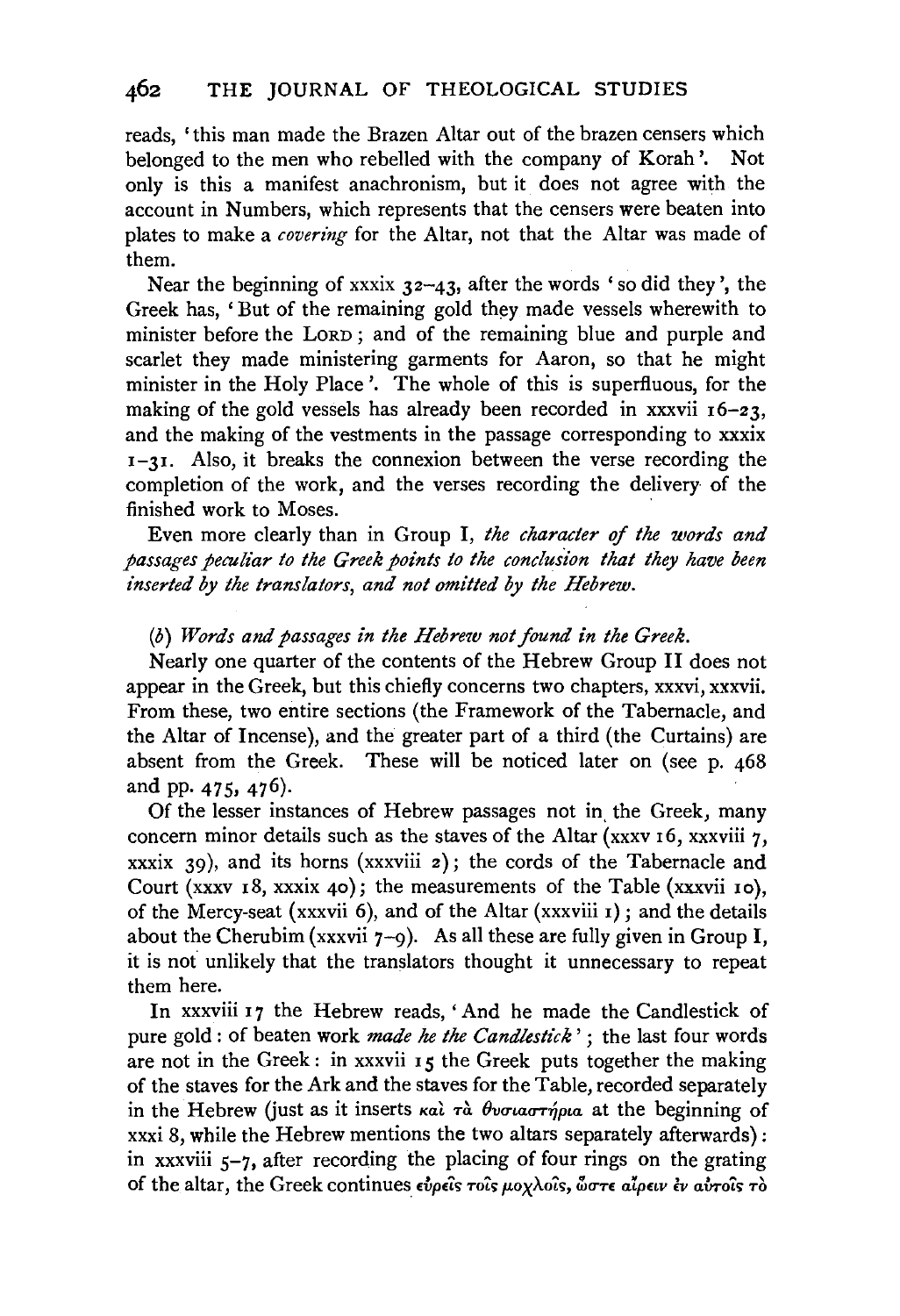reads, 'this man made the Brazen Altar out of the brazen censers which belonged to the men who rebelled with the company of Korah'. Not only is this a manifest anachronism, but it does not agree with the account in Numbers, which represents that the censers were beaten into plates to make a *covering* for the Altar, not that the Altar was made of them.

Near the beginning of xxxix 32–43, after the words 'so did they', the Greek has, 'But of the remaining gold they made vessels wherewith to minister before the LORD; and of the remaining blue and purple and scarlet they made ministering garments for Aaron, so that he might minister in the Holy Place'. The whole of this is superfluous, for the making of the gold vessels has already been recorded in xxxvii 16–23, and the making of the vestments in the passage corresponding to xxxix 1–31. Also, it breaks the connexion between the verse recording the completion of the work, and the verses recording the delivery of the finished work to Moses.

Even more clearly than in Group I, *the character of the words and passages peculiar to the Greek points to the conclusion that they have been inserted by the translators, and not omitted by the Hebrew.*

(*b*) *Words and passages in the Hebrew not found in the Greek.*

Nearly one quarter of the contents of the Hebrew Group II does not appear in the Greek, but this chiefly concerns two chapters, xxxvi, xxxvii. From these, two entire sections (the Framework of the Tabernacle, and the Altar of Incense), and the greater part of a third (the Curtains) are absent from the Greek. These will be noticed later on (see p. 468 and pp. 475, 476).

Of the lesser instances of Hebrew passages not in the Greek, many concern minor details such as the staves of the Altar (xxxv 16, xxxviii 7, xxxix 39), and its horns (xxxviii 2); the cords of the Tabernacle and Court (xxxv 18, xxxix 40); the measurements of the Table (xxxvii 10), of the Mercy-seat (xxxvii 6), and of the Altar (xxxviii 1); and the details about the Cherubim (xxxvii 7–9). As all these are fully given in Group I, it is not unlikely that the translators thought it unnecessary to repeat them here.

In xxxviii 17 the Hebrew reads, 'And he made the Candlestick of pure gold: of beaten work *made he the Candlestick*'; the last four words are not in the Greek: in xxxvii 15 the Greek puts together the making of the staves for the Ark and the staves for the Table, recorded separately in the Hebrew (just as it inserts καὶ τὰ θυσιαστήρια at the beginning of xxxi 8, while the Hebrew mentions the two altars separately afterwards): in xxxviii 5–7, after recording the placing of four rings on the grating of the altar, the Greek continues εὐρεῖς τοῖς μοχλοῖς, ὥστε αἴρειν ἐν αὐτοῖς τὸ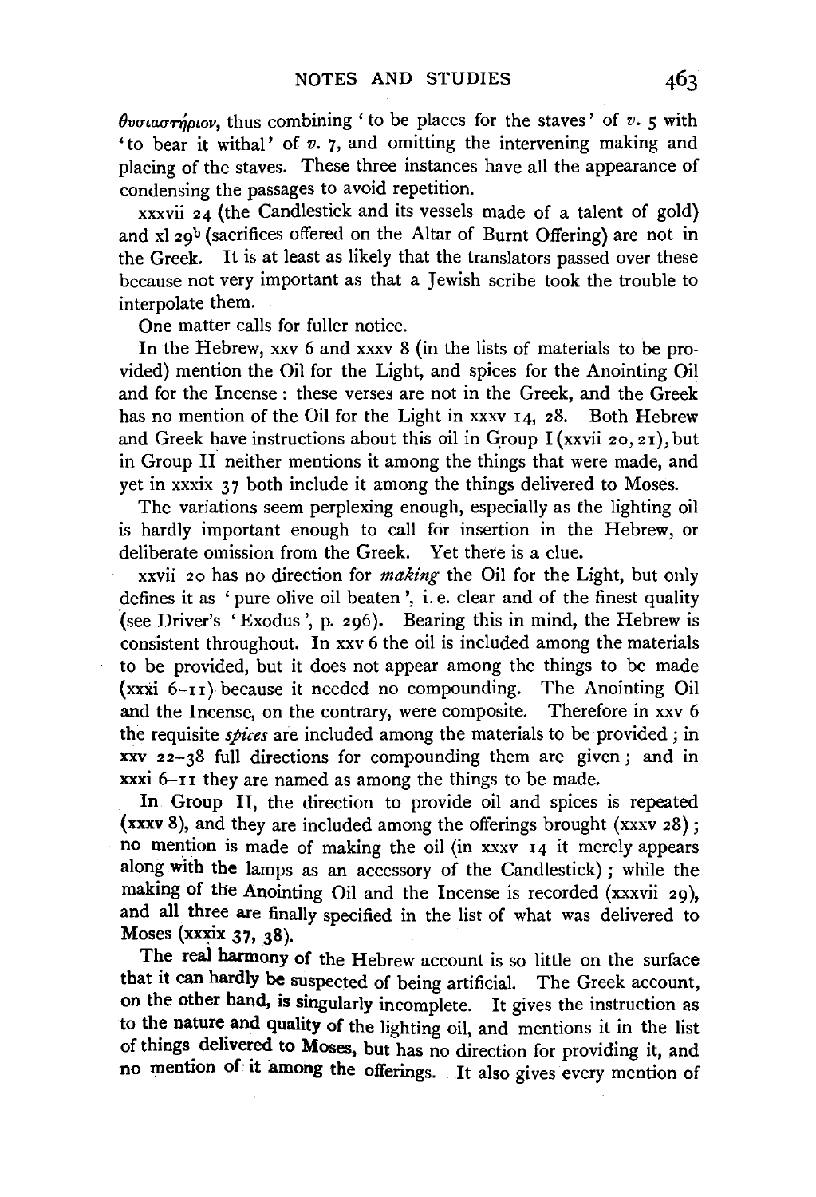θυσιαστήριον, thus combining 'to be places for the staves' of *v.* 5 with 'to bear it withal' of *v.* 7, and omitting the intervening making and placing of the staves. These three instances have all the appearance of condensing the passages to avoid repetition.

xxxvii 24 (the Candlestick and its vessels made of a talent of gold) and xl 29[b] (sacrifices offered on the Altar of Burnt Offering) are not in the Greek. It is at least as likely that the translators passed over these because not very important as that a Jewish scribe took the trouble to interpolate them.

One matter calls for fuller notice.

In the Hebrew, xxv 6 and xxxv 8 (in the lists of materials to be provided) mention the Oil for the Light, and spices for the Anointing Oil and for the Incense: these verses are not in the Greek, and the Greek has no mention of the Oil for the Light in xxxv 14, 28. Both Hebrew and Greek have instructions about this oil in Group I (xxvii 20, 21), but in Group II neither mentions it among the things that were made, and yet in xxxix 37 both include it among the things delivered to Moses.

The variations seem perplexing enough, especially as the lighting oil is hardly important enough to call for insertion in the Hebrew, or deliberate omission from the Greek. Yet there is a clue.

xxvii 20 has no direction for *making* the Oil for the Light, but only defines it as 'pure olive oil beaten', i. e. clear and of the finest quality (see Driver's 'Exodus', p. 296). Bearing this in mind, the Hebrew is consistent throughout. In xxv 6 the oil is included among the materials to be provided, but it does not appear among the things to be made (xxxi 6–11) because it needed no compounding. The Anointing Oil and the Incense, on the contrary, were composite. Therefore in xxv 6 the requisite *spices* are included among the materials to be provided; in xxv 22–38 full directions for compounding them are given; and in xxxi 6–11 they are named as among the things to be made.

In Group II, the direction to provide oil and spices is repeated (xxxv 8), and they are included among the offerings brought (xxxv 28); no mention is made of making the oil (in xxxv 14 it merely appears along with the lamps as an accessory of the Candlestick); while the making of the Anointing Oil and the Incense is recorded (xxxvii 29), and all three are finally specified in the list of what was delivered to Moses (xxxix 37, 38).

The real harmony of the Hebrew account is so little on the surface that it can hardly be suspected of being artificial. The Greek account, on the other hand, is singularly incomplete. It gives the instruction as to the nature and quality of the lighting oil, and mentions it in the list of things delivered to Moses, but has no direction for providing it, and no mention of it among the offerings. It also gives every mention of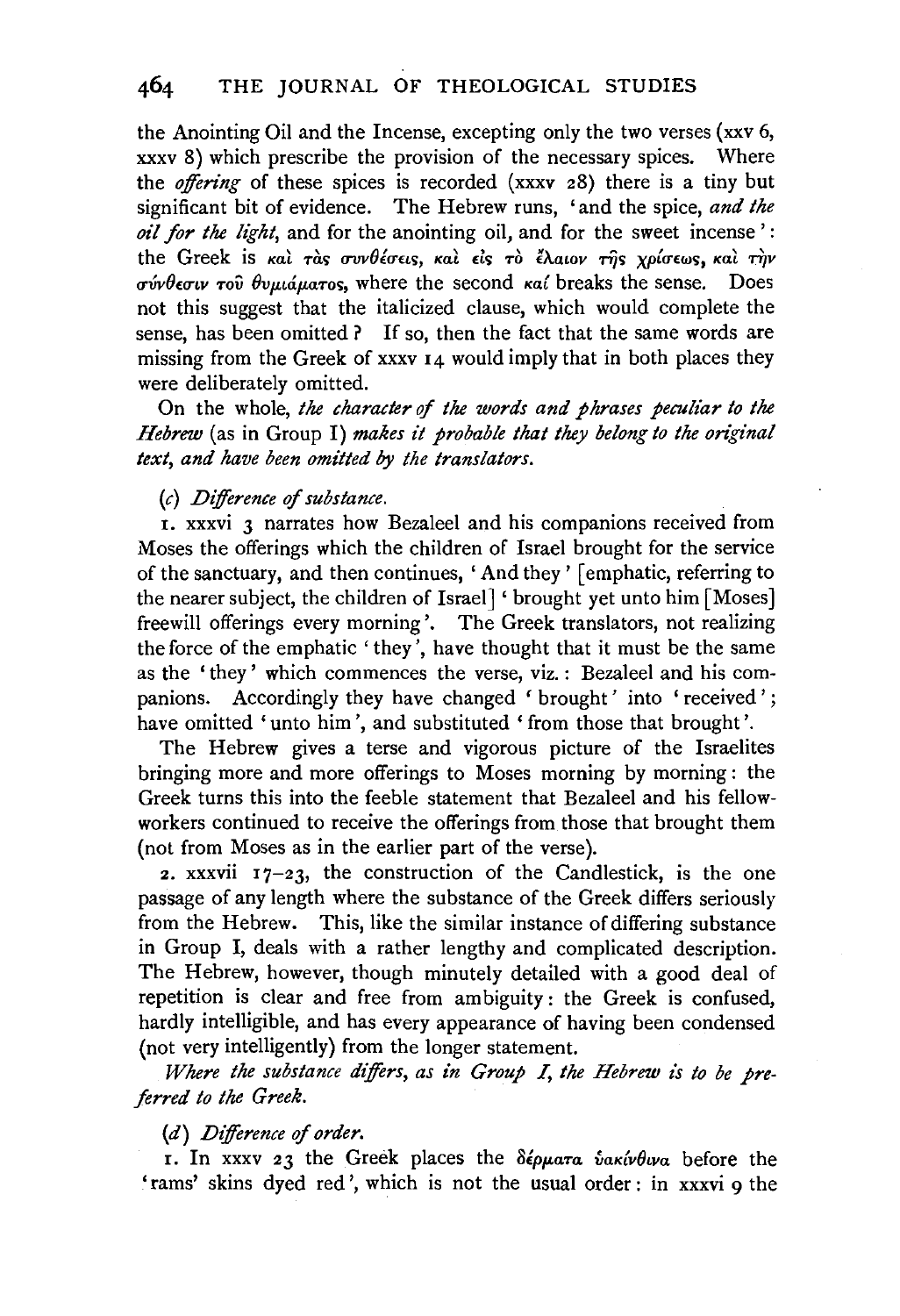the Anointing Oil and the Incense, excepting only the two verses (xxv 6, xxxv 8) which prescribe the provision of the necessary spices. Where the *offering* of these spices is recorded (xxxv 28) there is a tiny but significant bit of evidence. The Hebrew runs, 'and the spice, *and the oil for the light*, and for the anointing oil, and for the sweet incense': the Greek is καὶ τὰς συνθέσεις, καὶ εἰς τὸ ἔλαιον τῆς χρίσεως, καὶ τὴν σύνθεσιν τοῦ θυμιάματος, where the second καί breaks the sense. Does not this suggest that the italicized clause, which would complete the sense, has been omitted? If so, then the fact that the same words are missing from the Greek of xxxv 14 would imply that in both places they were deliberately omitted.

On the whole, *the character of the words and phrases peculiar to the Hebrew* (as in Group I) *makes it probable that they belong to the original text, and have been omitted by the translators.*

(*c*) *Difference of substance.*

1. xxxvi 3 narrates how Bezaleel and his companions received from Moses the offerings which the children of Israel brought for the service of the sanctuary, and then continues, 'And they' [emphatic, referring to the nearer subject, the children of Israel] 'brought yet unto him [Moses] freewill offerings every morning'. The Greek translators, not realizing the force of the emphatic 'they', have thought that it must be the same as the 'they' which commences the verse, viz.: Bezaleel and his companions. Accordingly they have changed 'brought' into 'received'; have omitted 'unto him', and substituted 'from those that brought'.

The Hebrew gives a terse and vigorous picture of the Israelites bringing more and more offerings to Moses morning by morning: the Greek turns this into the feeble statement that Bezaleel and his fellow-workers continued to receive the offerings from those that brought them (not from Moses as in the earlier part of the verse).

2. xxxvii 17–23, the construction of the Candlestick, is the one passage of any length where the substance of the Greek differs seriously from the Hebrew. This, like the similar instance of differing substance in Group I, deals with a rather lengthy and complicated description. The Hebrew, however, though minutely detailed with a good deal of repetition is clear and free from ambiguity: the Greek is confused, hardly intelligible, and has every appearance of having been condensed (not very intelligently) from the longer statement.

*Where the substance differs, as in Group I, the Hebrew is to be preferred to the Greek.*

(*d*) *Difference of order.*

1. In xxxv 23 the Greek places the δέρματα ὑακίνθινα before the 'rams' skins dyed red', which is not the usual order: in xxxvi 9 the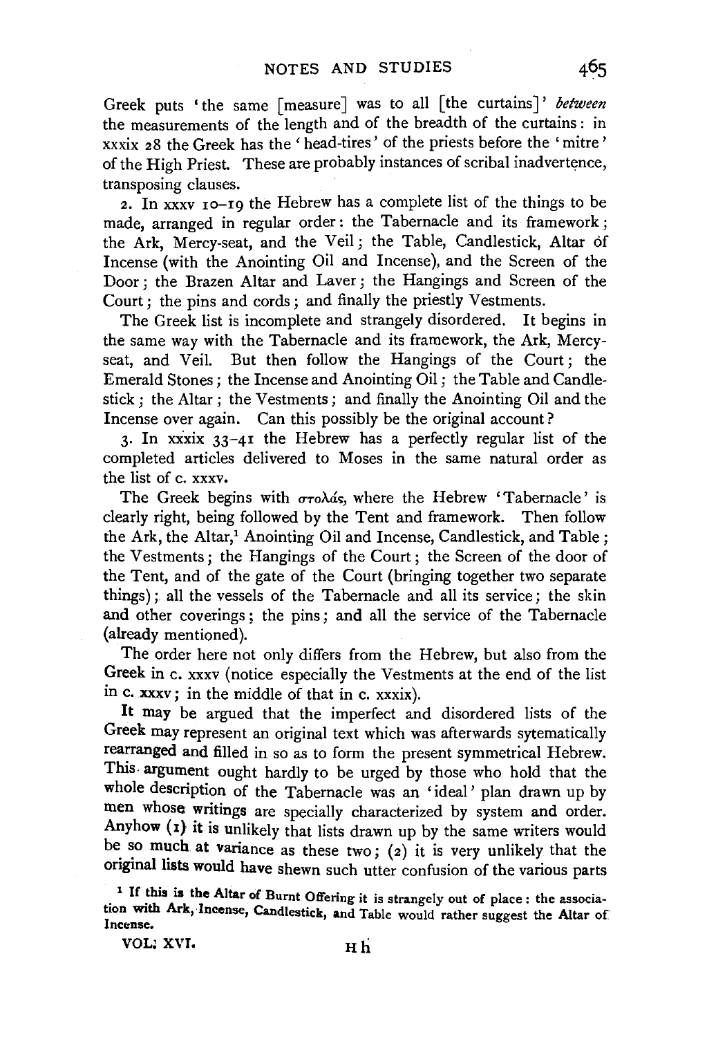Greek puts 'the same [measure] was to all [the curtains]' *between* the measurements of the length and of the breadth of the curtains: in xxxix 28 the Greek has the 'head-tires' of the priests before the 'mitre' of the High Priest. These are probably instances of scribal inadvertence, transposing clauses.

2. In xxxv 10–19 the Hebrew has a complete list of the things to be made, arranged in regular order: the Tabernacle and its framework; the Ark, Mercy-seat, and the Veil; the Table, Candlestick, Altar of Incense (with the Anointing Oil and Incense), and the Screen of the Door; the Brazen Altar and Laver; the Hangings and Screen of the Court; the pins and cords; and finally the priestly Vestments.

The Greek list is incomplete and strangely disordered. It begins in the same way with the Tabernacle and its framework, the Ark, Mercy-seat, and Veil. But then follow the Hangings of the Court; the Emerald Stones; the Incense and Anointing Oil; the Table and Candlestick; the Altar; the Vestments; and finally the Anointing Oil and the Incense over again. Can this possibly be the original account?

3. In xxxix 33–41 the Hebrew has a perfectly regular list of the completed articles delivered to Moses in the same natural order as the list of c. xxxv.

The Greek begins with στολάς, where the Hebrew 'Tabernacle' is clearly right, being followed by the Tent and framework. Then follow the Ark, the Altar,[1] Anointing Oil and Incense, Candlestick, and Table; the Vestments; the Hangings of the Court; the Screen of the door of the Tent, and of the gate of the Court (bringing together two separate things); all the vessels of the Tabernacle and all its service; the skin and other coverings; the pins; and all the service of the Tabernacle (already mentioned).

The order here not only differs from the Hebrew, but also from the Greek in c. xxxv (notice especially the Vestments at the end of the list in c. xxxv; in the middle of that in c. xxxix).

It may be argued that the imperfect and disordered lists of the Greek may represent an original text which was afterwards sytematically rearranged and filled in so as to form the present symmetrical Hebrew. This argument ought hardly to be urged by those who hold that the whole description of the Tabernacle was an 'ideal' plan drawn up by men whose writings are specially characterized by system and order. Anyhow (1) it is unlikely that lists drawn up by the same writers would be so much at variance as these two; (2) it is very unlikely that the original lists would have shewn such utter confusion of the various parts

[1] If this is the Altar of Burnt Offering it is strangely out of place: the association with Ark, Incense, Candlestick, and Table would rather suggest the Altar of Incense.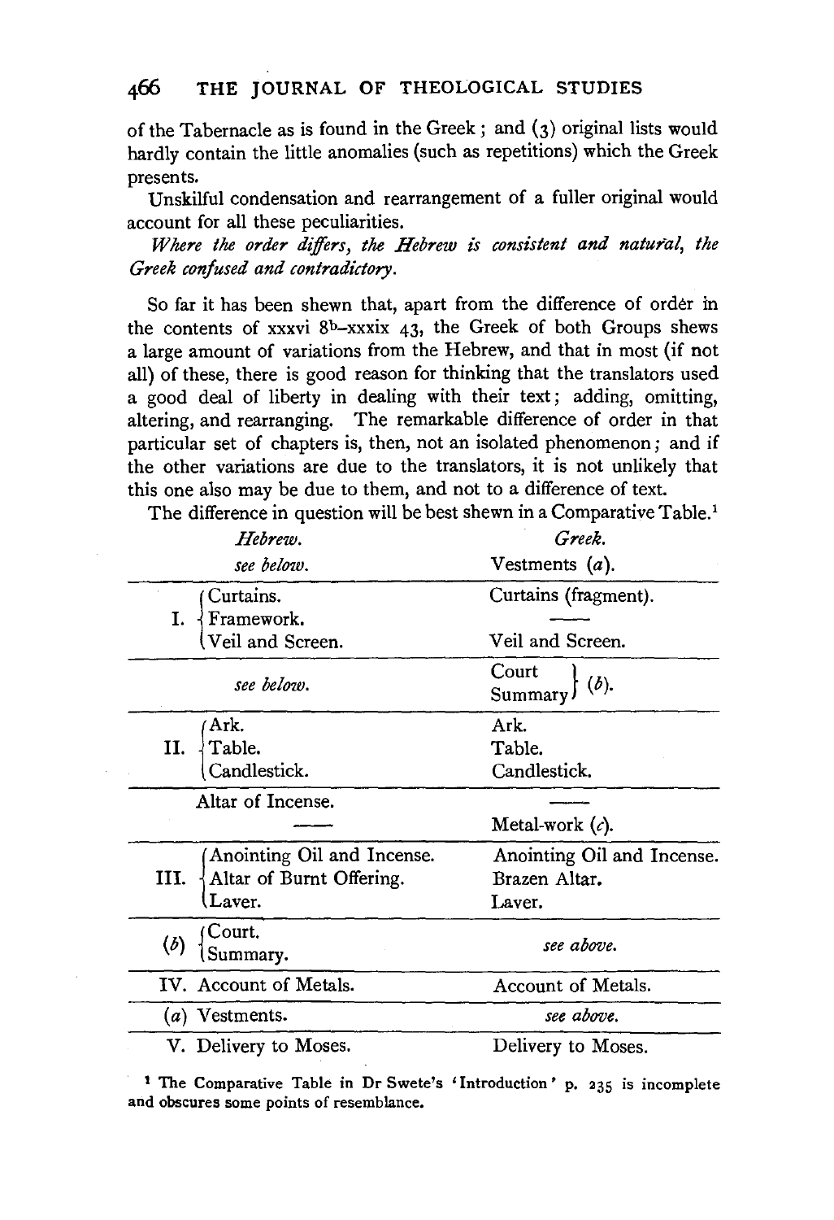of the Tabernacle as is found in the Greek; and (3) original lists would hardly contain the little anomalies (such as repetitions) which the Greek presents.

Unskilful condensation and rearrangement of a fuller original would account for all these peculiarities.

*Where the order differs, the Hebrew is consistent and natural, the Greek confused and contradictory.*

So far it has been shewn that, apart from the difference of order in the contents of xxxvi 8[b]–xxxix 43, the Greek of both Groups shews a large amount of variations from the Hebrew, and that in most (if not all) of these, there is good reason for thinking that the translators used a good deal of liberty in dealing with their text; adding, omitting, altering, and rearranging. The remarkable difference of order in that particular set of chapters is, then, not an isolated phenomenon; and if the other variations are due to the translators, it is not unlikely that this one also may be due to them, and not to a difference of text.

The difference in question will be best shewn in a Comparative Table.[1]

| | *Hebrew.* | *Greek.* |
|---|---|---|
| | *see below.* | Vestments (*a*). |
| I. | Curtains. | Curtains (fragment). |
| | Framework. | —— |
| | Veil and Screen. | Veil and Screen. |
| | *see below.* | Court, Summary (*b*). |
| II. | Ark. | Ark. |
| | Table. | Table. |
| | Candlestick. | Candlestick. |
| | Altar of Incense. | —— |
| | —— | Metal-work (*c*). |
| III. | Anointing Oil and Incense. | Anointing Oil and Incense. |
| | Altar of Burnt Offering. | Brazen Altar. |
| | Laver. | Laver. |
| (*b*) | Court. Summary. | *see above.* |
| IV. | Account of Metals. | Account of Metals. |
| (*a*) | Vestments. | *see above.* |
| V. | Delivery to Moses. | Delivery to Moses. |

[1] The Comparative Table in Dr Swete's 'Introduction' p. 235 is incomplete and obscures some points of resemblance.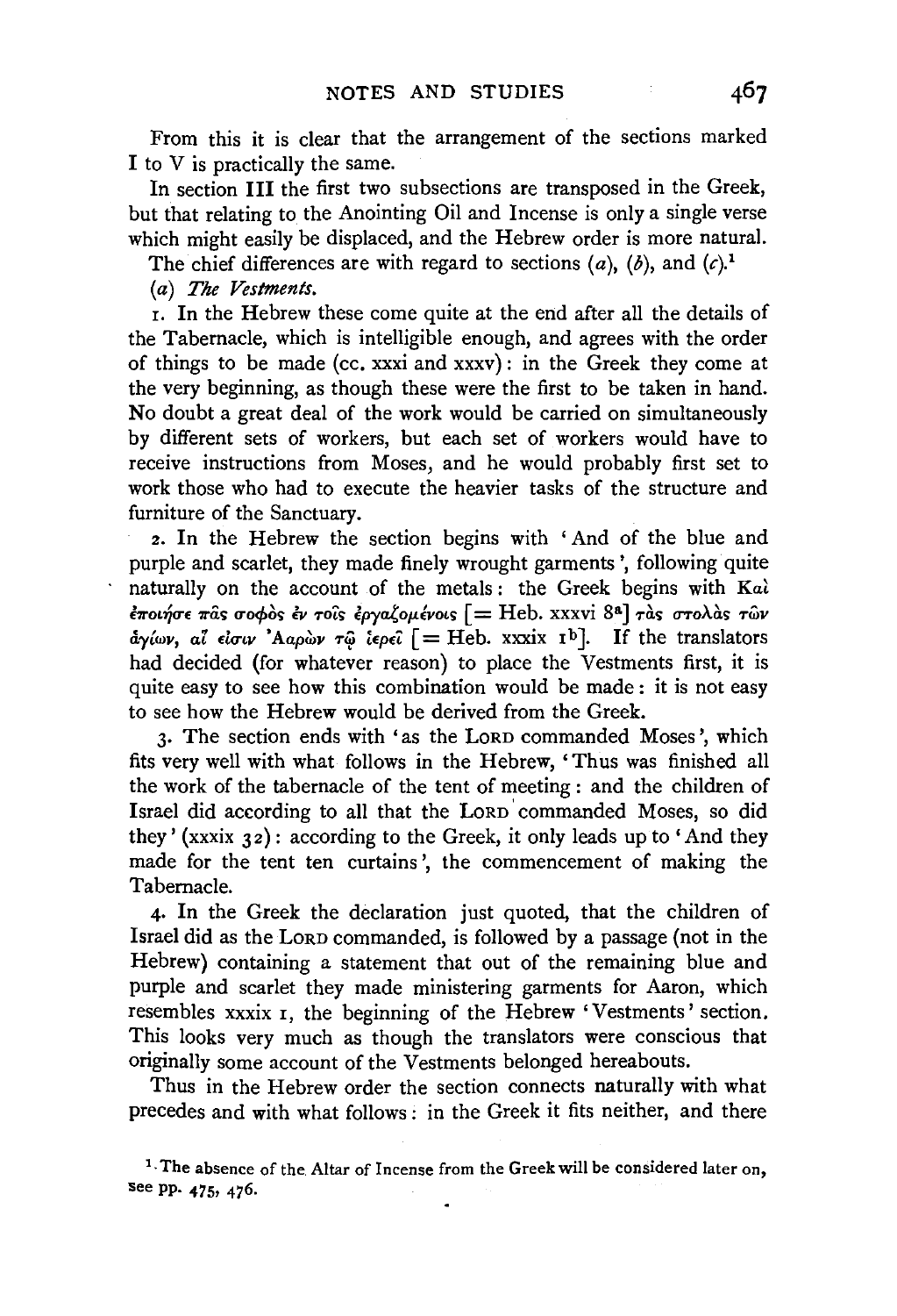From this it is clear that the arrangement of the sections marked I to V is practically the same.

In section III the first two subsections are transposed in the Greek, but that relating to the Anointing Oil and Incense is only a single verse which might easily be displaced, and the Hebrew order is more natural.

The chief differences are with regard to sections (*a*), (*b*), and (*c*).[1]

(*a*) *The Vestments.*

1. In the Hebrew these come quite at the end after all the details of the Tabernacle, which is intelligible enough, and agrees with the order of things to be made (cc. xxxi and xxxv): in the Greek they come at the very beginning, as though these were the first to be taken in hand. No doubt a great deal of the work would be carried on simultaneously by different sets of workers, but each set of workers would have to receive instructions from Moses, and he would probably first set to work those who had to execute the heavier tasks of the structure and furniture of the Sanctuary.

2. In the Hebrew the section begins with 'And of the blue and purple and scarlet, they made finely wrought garments', following quite naturally on the account of the metals: the Greek begins with Καὶ ἐποίησε πᾶς σοφὸς ἐν τοῖς ἐργαζομένοις [= Heb. xxxvi 8[a]] τὰς στολὰς τῶν ἁγίων, αἵ εἰσιν Ἀαρὼν τῷ ἱερεῖ [= Heb. xxxix 1[b]]. If the translators had decided (for whatever reason) to place the Vestments first, it is quite easy to see how this combination would be made: it is not easy to see how the Hebrew would be derived from the Greek.

3. The section ends with 'as the LORD commanded Moses', which fits very well with what follows in the Hebrew, 'Thus was finished all the work of the tabernacle of the tent of meeting: and the children of Israel did according to all that the LORD commanded Moses, so did they' (xxxix 32): according to the Greek, it only leads up to 'And they made for the tent ten curtains', the commencement of making the Tabernacle.

4. In the Greek the declaration just quoted, that the children of Israel did as the LORD commanded, is followed by a passage (not in the Hebrew) containing a statement that out of the remaining blue and purple and scarlet they made ministering garments for Aaron, which resembles xxxix 1, the beginning of the Hebrew 'Vestments' section. This looks very much as though the translators were conscious that originally some account of the Vestments belonged hereabouts.

Thus in the Hebrew order the section connects naturally with what precedes and with what follows: in the Greek it fits neither, and there

[1] The absence of the Altar of Incense from the Greek will be considered later on, see pp. 475, 476.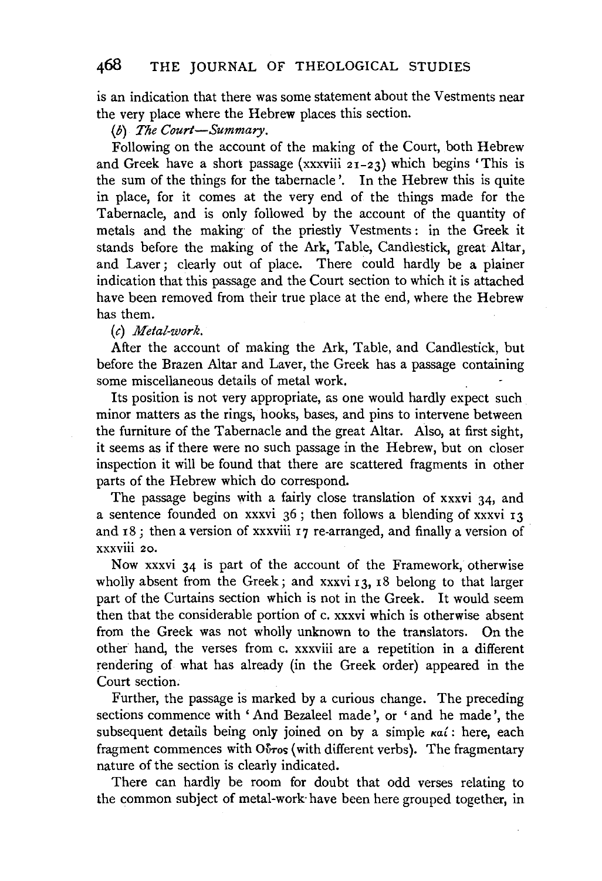is an indication that there was some statement about the Vestments near the very place where the Hebrew places this section.

(*b*) *The Court—Summary.*

Following on the account of the making of the Court, both Hebrew and Greek have a short passage (xxxviii 21–23) which begins 'This is the sum of the things for the tabernacle'. In the Hebrew this is quite in place, for it comes at the very end of the things made for the Tabernacle, and is only followed by the account of the quantity of metals and the making of the priestly Vestments: in the Greek it stands before the making of the Ark, Table, Candlestick, great Altar, and Laver; clearly out of place. There could hardly be a plainer indication that this passage and the Court section to which it is attached have been removed from their true place at the end, where the Hebrew has them.

(*c*) *Metal-work.*

After the account of making the Ark, Table, and Candlestick, but before the Brazen Altar and Laver, the Greek has a passage containing some miscellaneous details of metal work.

Its position is not very appropriate, as one would hardly expect such minor matters as the rings, hooks, bases, and pins to intervene between the furniture of the Tabernacle and the great Altar. Also, at first sight, it seems as if there were no such passage in the Hebrew, but on closer inspection it will be found that there are scattered fragments in other parts of the Hebrew which do correspond.

The passage begins with a fairly close translation of xxxvi 34, and a sentence founded on xxxvi 36; then follows a blending of xxxvi 13 and 18; then a version of xxxviii 17 re-arranged, and finally a version of xxxviii 20.

Now xxxvi 34 is part of the account of the Framework, otherwise wholly absent from the Greek; and xxxvi 13, 18 belong to that larger part of the Curtains section which is not in the Greek. It would seem then that the considerable portion of c. xxxvi which is otherwise absent from the Greek was not wholly unknown to the translators. On the other hand, the verses from c. xxxviii are a repetition in a different rendering of what has already (in the Greek order) appeared in the Court section.

Further, the passage is marked by a curious change. The preceding sections commence with 'And Bezaleel made', or 'and he made', the subsequent details being only joined on by a simple καί: here, each fragment commences with Οὗτος (with different verbs). The fragmentary nature of the section is clearly indicated.

There can hardly be room for doubt that odd verses relating to the common subject of metal-work have been here grouped together, in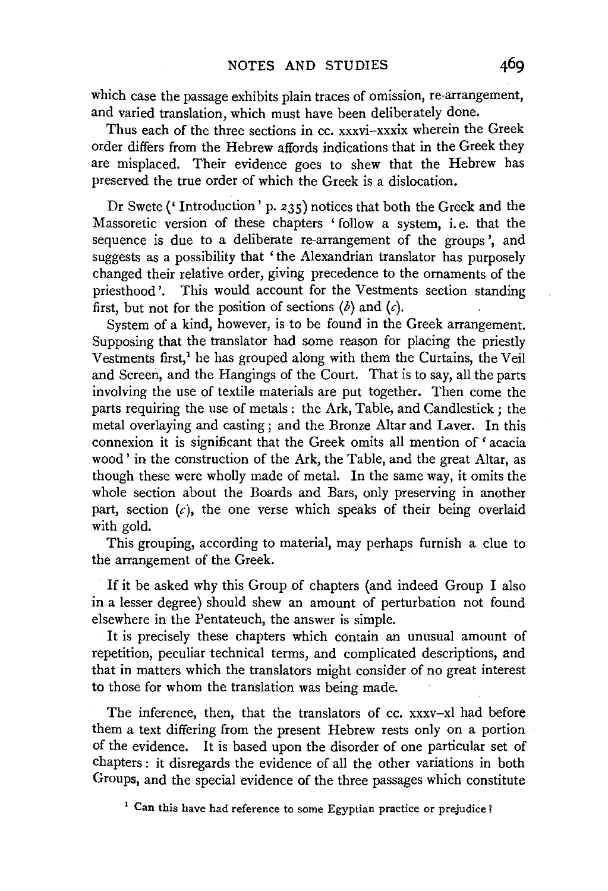which case the passage exhibits plain traces of omission, re-arrangement, and varied translation, which must have been deliberately done.

Thus each of the three sections in cc. xxxvi–xxxix wherein the Greek order differs from the Hebrew affords indications that in the Greek they are misplaced. Their evidence goes to shew that the Hebrew has preserved the true order of which the Greek is a dislocation.

Dr Swete ('Introduction' p. 235) notices that both the Greek and the Massoretic version of these chapters 'follow a system, i.e. that the sequence is due to a deliberate re-arrangement of the groups', and suggests as a possibility that 'the Alexandrian translator has purposely changed their relative order, giving precedence to the ornaments of the priesthood'. This would account for the Vestments section standing first, but not for the position of sections (*b*) and (*c*).

System of a kind, however, is to be found in the Greek arrangement. Supposing that the translator had some reason for placing the priestly Vestments first,[1] he has grouped along with them the Curtains, the Veil and Screen, and the Hangings of the Court. That is to say, all the parts involving the use of textile materials are put together. Then come the parts requiring the use of metals: the Ark, Table, and Candlestick; the metal overlaying and casting; and the Bronze Altar and Laver. In this connexion it is significant that the Greek omits all mention of 'acacia wood' in the construction of the Ark, the Table, and the great Altar, as though these were wholly made of metal. In the same way, it omits the whole section about the Boards and Bars, only preserving in another part, section (*c*), the one verse which speaks of their being overlaid with gold.

This grouping, according to material, may perhaps furnish a clue to the arrangement of the Greek.

If it be asked why this Group of chapters (and indeed Group I also in a lesser degree) should shew an amount of perturbation not found elsewhere in the Pentateuch, the answer is simple.

It is precisely these chapters which contain an unusual amount of repetition, peculiar technical terms, and complicated descriptions, and that in matters which the translators might consider of no great interest to those for whom the translation was being made.

The inference, then, that the translators of cc. xxxv–xl had before them a text differing from the present Hebrew rests only on a portion of the evidence. It is based upon the disorder of one particular set of chapters: it disregards the evidence of all the other variations in both Groups, and the special evidence of the three passages which constitute

[1] Can this have had reference to some Egyptian practice or prejudice?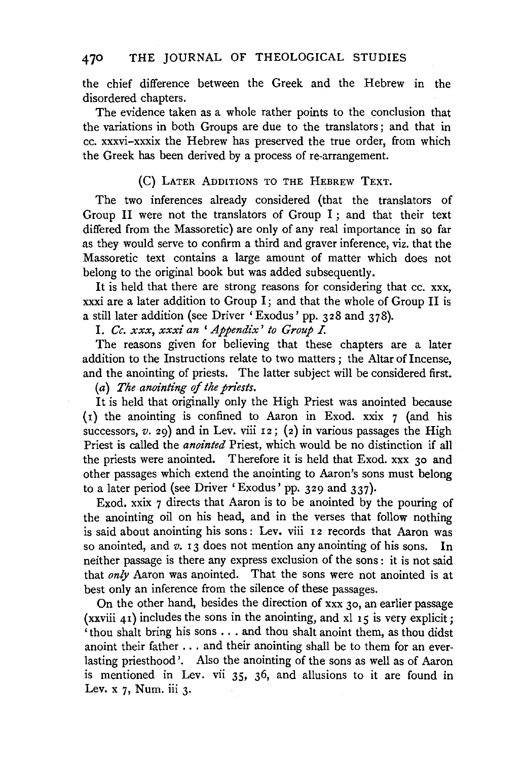the chief difference between the Greek and the Hebrew in the disordered chapters.

The evidence taken as a whole rather points to the conclusion that the variations in both Groups are due to the translators; and that in cc. xxxvi–xxxix the Hebrew has preserved the true order, from which the Greek has been derived by a process of re-arrangement.

### (C) Later Additions to the Hebrew Text.

The two inferences already considered (that the translators of Group II were not the translators of Group I; and that their text differed from the Massoretic) are only of any real importance in so far as they would serve to confirm a third and graver inference, viz. that the Massoretic text contains a large amount of matter which does not belong to the original book but was added subsequently.

It is held that there are strong reasons for considering that cc. xxx, xxxi are a later addition to Group I; and that the whole of Group II is a still later addition (see Driver 'Exodus' pp. 328 and 378).

I. *Cc. xxx, xxxi an 'Appendix' to Group I.*

The reasons given for believing that these chapters are a later addition to the Instructions relate to two matters; the Altar of Incense, and the anointing of priests. The latter subject will be considered first.

(*a*) *The anointing of the priests.*

It is held that originally only the High Priest was anointed because (1) the anointing is confined to Aaron in Exod. xxix 7 (and his successors, *v.* 29) and in Lev. viii 12; (2) in various passages the High Priest is called the *anointed* Priest, which would be no distinction if all the priests were anointed. Therefore it is held that Exod. xxx 30 and other passages which extend the anointing to Aaron's sons must belong to a later period (see Driver 'Exodus' pp. 329 and 337).

Exod. xxix 7 directs that Aaron is to be anointed by the pouring of the anointing oil on his head, and in the verses that follow nothing is said about anointing his sons: Lev. viii 12 records that Aaron was so anointed, and *v.* 13 does not mention any anointing of his sons. In neither passage is there any express exclusion of the sons: it is not said that *only* Aaron was anointed. That the sons were not anointed is at best only an inference from the silence of these passages.

On the other hand, besides the direction of xxx 30, an earlier passage (xxviii 41) includes the sons in the anointing, and xl 15 is very explicit; 'thou shalt bring his sons . . . and thou shalt anoint them, as thou didst anoint their father . . . and their anointing shall be to them for an everlasting priesthood'. Also the anointing of the sons as well as of Aaron is mentioned in Lev. vii 35, 36, and allusions to it are found in Lev. x 7, Num. iii 3.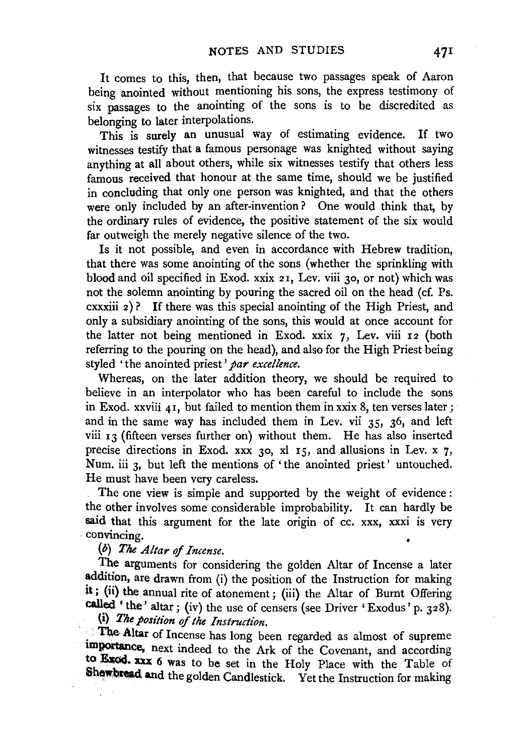It comes to this, then, that because two passages speak of Aaron being anointed without mentioning his sons, the express testimony of six passages to the anointing of the sons is to be discredited as belonging to later interpolations.

This is surely an unusual way of estimating evidence. If two witnesses testify that a famous personage was knighted without saying anything at all about others, while six witnesses testify that others less famous received that honour at the same time, should we be justified in concluding that only one person was knighted, and that the others were only included by an after-invention? One would think that, by the ordinary rules of evidence, the positive statement of the six would far outweigh the merely negative silence of the two.

Is it not possible, and even in accordance with Hebrew tradition, that there was some anointing of the sons (whether the sprinkling with blood and oil specified in Exod. xxix 21, Lev. viii 30, or not) which was not the solemn anointing by pouring the sacred oil on the head (cf. Ps. cxxxiii 2)? If there was this special anointing of the High Priest, and only a subsidiary anointing of the sons, this would at once account for the latter not being mentioned in Exod. xxix 7, Lev. viii 12 (both referring to the pouring on the head), and also for the High Priest being styled 'the anointed priest' *par excellence*.

Whereas, on the later addition theory, we should be required to believe in an interpolator who has been careful to include the sons in Exod. xxviii 41, but failed to mention them in xxix 8, ten verses later; and in the same way has included them in Lev. vii 35, 36, and left viii 13 (fifteen verses further on) without them. He has also inserted precise directions in Exod. xxx 30, xl 15, and allusions in Lev. x 7, Num. iii 3, but left the mentions of 'the anointed priest' untouched. He must have been very careless.

The one view is simple and supported by the weight of evidence: the other involves some considerable improbability. It can hardly be said that this argument for the late origin of cc. xxx, xxxi is very convincing.

(*b*) *The Altar of Incense.*

The arguments for considering the golden Altar of Incense a later addition, are drawn from (i) the position of the Instruction for making it; (ii) the annual rite of atonement; (iii) the Altar of Burnt Offering called 'the' altar; (iv) the use of censers (see Driver 'Exodus' p. 328).

(i) *The position of the Instruction.*

The Altar of Incense has long been regarded as almost of supreme importance, next indeed to the Ark of the Covenant, and according to Exod. xxx 6 was to be set in the Holy Place with the Table of Shewbread and the golden Candlestick. Yet the Instruction for making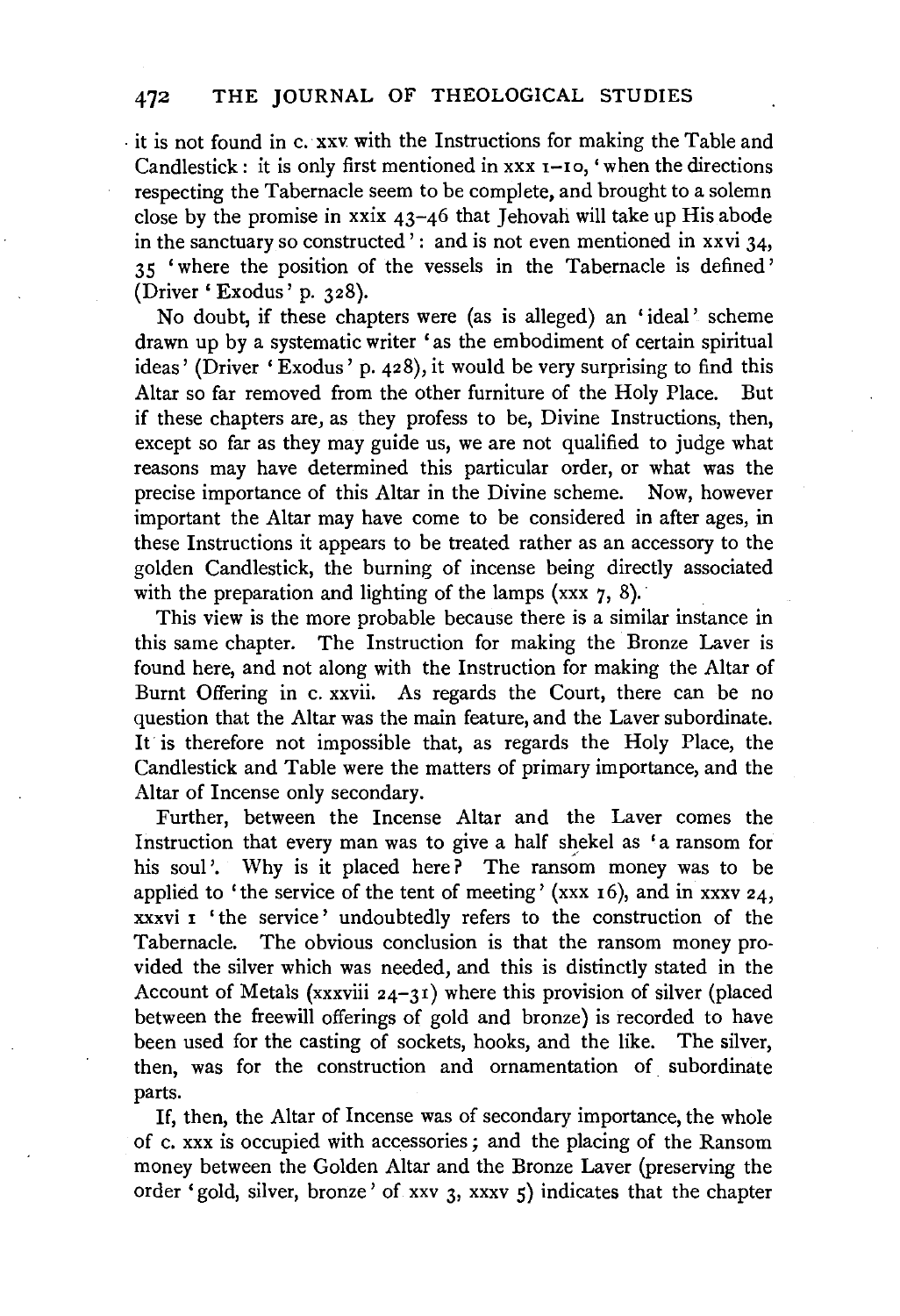it is not found in c. xxv with the Instructions for making the Table and Candlestick: it is only first mentioned in xxx 1–10, 'when the directions respecting the Tabernacle seem to be complete, and brought to a solemn close by the promise in xxix 43–46 that Jehovah will take up His abode in the sanctuary so constructed': and is not even mentioned in xxvi 34, 35 'where the position of the vessels in the Tabernacle is defined' (Driver 'Exodus' p. 328).

No doubt, if these chapters were (as is alleged) an 'ideal' scheme drawn up by a systematic writer 'as the embodiment of certain spiritual ideas' (Driver 'Exodus' p. 428), it would be very surprising to find this Altar so far removed from the other furniture of the Holy Place. But if these chapters are, as they profess to be, Divine Instructions, then, except so far as they may guide us, we are not qualified to judge what reasons may have determined this particular order, or what was the precise importance of this Altar in the Divine scheme. Now, however important the Altar may have come to be considered in after ages, in these Instructions it appears to be treated rather as an accessory to the golden Candlestick, the burning of incense being directly associated with the preparation and lighting of the lamps (xxx 7, 8).

This view is the more probable because there is a similar instance in this same chapter. The Instruction for making the Bronze Laver is found here, and not along with the Instruction for making the Altar of Burnt Offering in c. xxvii. As regards the Court, there can be no question that the Altar was the main feature, and the Laver subordinate. It is therefore not impossible that, as regards the Holy Place, the Candlestick and Table were the matters of primary importance, and the Altar of Incense only secondary.

Further, between the Incense Altar and the Laver comes the Instruction that every man was to give a half shekel as 'a ransom for his soul'. Why is it placed here? The ransom money was to be applied to 'the service of the tent of meeting' (xxx 16), and in xxxv 24, xxxvi 1 'the service' undoubtedly refers to the construction of the Tabernacle. The obvious conclusion is that the ransom money provided the silver which was needed, and this is distinctly stated in the Account of Metals (xxxviii 24–31) where this provision of silver (placed between the freewill offerings of gold and bronze) is recorded to have been used for the casting of sockets, hooks, and the like. The silver, then, was for the construction and ornamentation of subordinate parts.

If, then, the Altar of Incense was of secondary importance, the whole of c. xxx is occupied with accessories; and the placing of the Ransom money between the Golden Altar and the Bronze Laver (preserving the order 'gold, silver, bronze' of xxv 3, xxxv 5) indicates that the chapter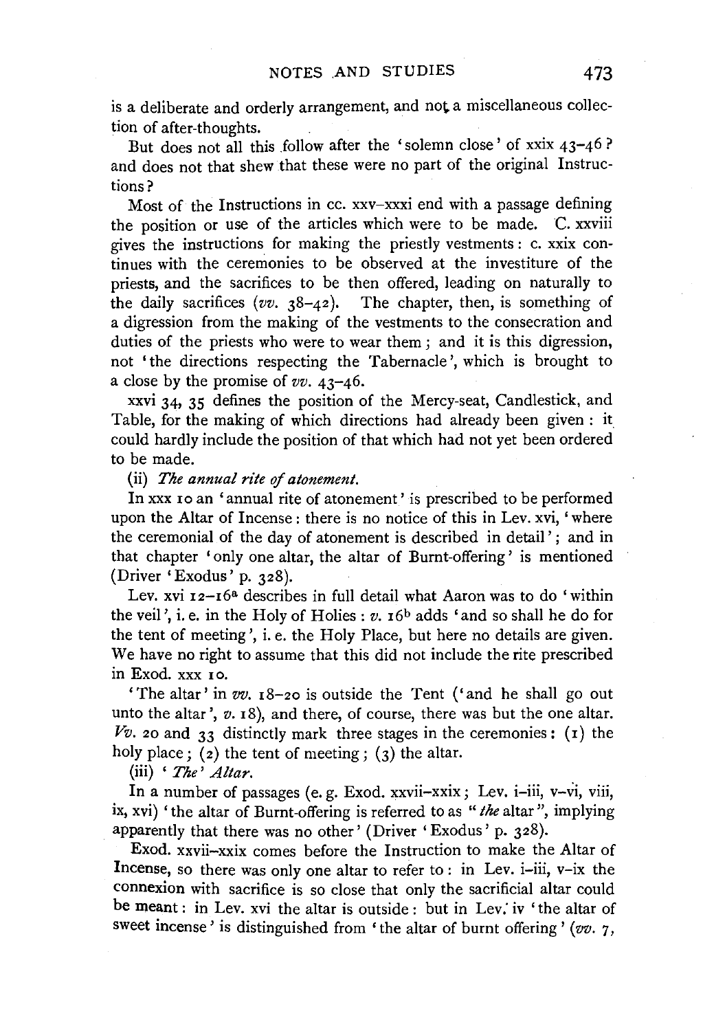is a deliberate and orderly arrangement, and not a miscellaneous collection of after-thoughts.

But does not all this follow after the 'solemn close' of xxix 43–46? and does not that shew that these were no part of the original Instructions?

Most of the Instructions in cc. xxv–xxxi end with a passage defining the position or use of the articles which were to be made. C. xxviii gives the instructions for making the priestly vestments: c. xxix continues with the ceremonies to be observed at the investiture of the priests, and the sacrifices to be then offered, leading on naturally to the daily sacrifices (*vv.* 38–42). The chapter, then, is something of a digression from the making of the vestments to the consecration and duties of the priests who were to wear them; and it is this digression, not 'the directions respecting the Tabernacle', which is brought to a close by the promise of *vv.* 43–46.

xxvi 34, 35 defines the position of the Mercy-seat, Candlestick, and Table, for the making of which directions had already been given: it could hardly include the position of that which had not yet been ordered to be made.

(ii) *The annual rite of atonement.*

In xxx 10 an 'annual rite of atonement' is prescribed to be performed upon the Altar of Incense: there is no notice of this in Lev. xvi, 'where the ceremonial of the day of atonement is described in detail'; and in that chapter 'only one altar, the altar of Burnt-offering' is mentioned (Driver 'Exodus' p. 328).

Lev. xvi 12–16[a] describes in full detail what Aaron was to do 'within the veil', i. e. in the Holy of Holies: *v.* 16[b] adds 'and so shall he do for the tent of meeting', i. e. the Holy Place, but here no details are given. We have no right to assume that this did not include the rite prescribed in Exod. xxx 10.

'The altar' in *vv.* 18–20 is outside the Tent ('and he shall go out unto the altar', *v.* 18), and there, of course, there was but the one altar. *Vv.* 20 and 33 distinctly mark three stages in the ceremonies: (1) the holy place; (2) the tent of meeting; (3) the altar.

(iii) '*The*' *Altar.*

In a number of passages (e. g. Exod. xxvii–xxix; Lev. i–iii, v–vi, viii, ix, xvi) 'the altar of Burnt-offering is referred to as "*the* altar", implying apparently that there was no other' (Driver 'Exodus' p. 328).

Exod. xxvii–xxix comes before the Instruction to make the Altar of Incense, so there was only one altar to refer to: in Lev. i–iii, v–ix the connexion with sacrifice is so close that only the sacrificial altar could be meant: in Lev. xvi the altar is outside: but in Lev. iv 'the altar of sweet incense' is distinguished from 'the altar of burnt offering' (*vv.* 7,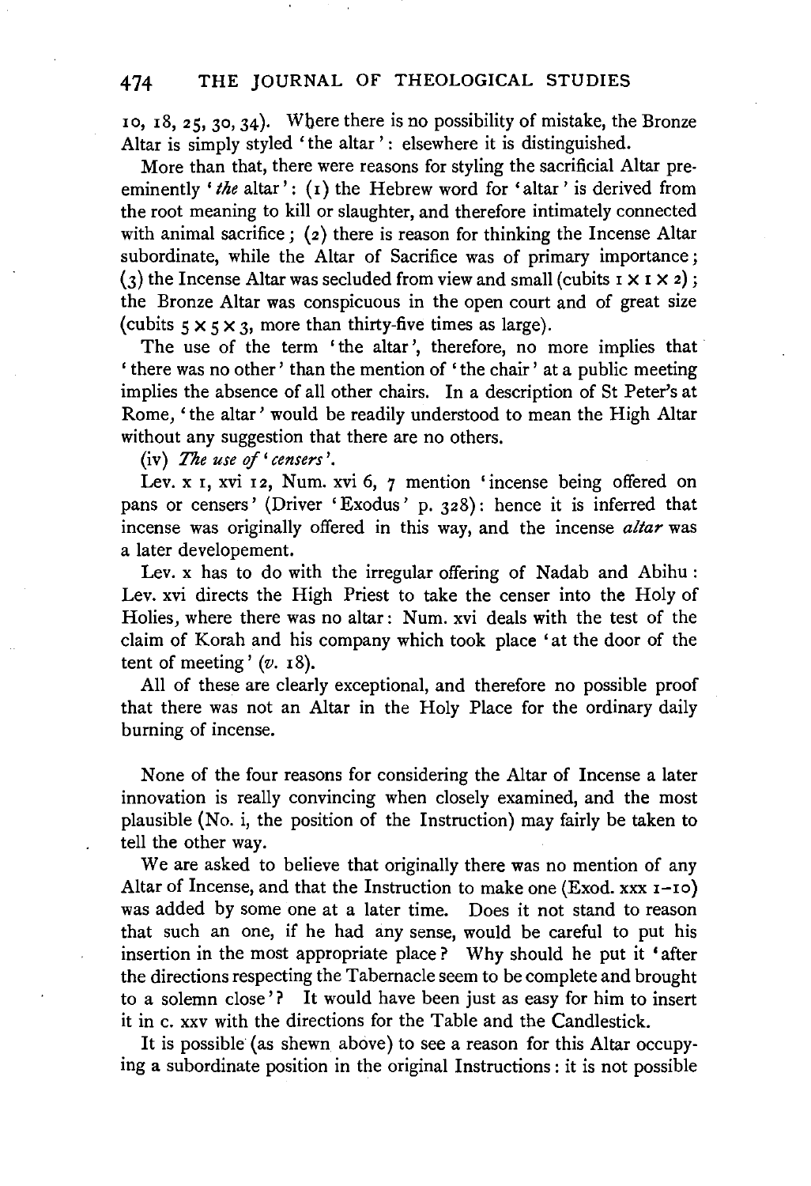10, 18, 25, 30, 34). Where there is no possibility of mistake, the Bronze Altar is simply styled 'the altar': elsewhere it is distinguished.

More than that, there were reasons for styling the sacrificial Altar pre-eminently '*the* altar': (1) the Hebrew word for 'altar' is derived from the root meaning to kill or slaughter, and therefore intimately connected with animal sacrifice; (2) there is reason for thinking the Incense Altar subordinate, while the Altar of Sacrifice was of primary importance; (3) the Incense Altar was secluded from view and small (cubits $1 \times 1 \times 2$); the Bronze Altar was conspicuous in the open court and of great size (cubits $5 \times 5 \times 3$, more than thirty-five times as large).

The use of the term 'the altar', therefore, no more implies that 'there was no other' than the mention of 'the chair' at a public meeting implies the absence of all other chairs. In a description of St Peter's at Rome, 'the altar' would be readily understood to mean the High Altar without any suggestion that there are no others.

(iv) *The use of 'censers'.*

Lev. x 1, xvi 12, Num. xvi 6, 7 mention 'incense being offered on pans or censers' (Driver 'Exodus' p. 328): hence it is inferred that incense was originally offered in this way, and the incense *altar* was a later developement.

Lev. x has to do with the irregular offering of Nadab and Abihu: Lev. xvi directs the High Priest to take the censer into the Holy of Holies, where there was no altar: Num. xvi deals with the test of the claim of Korah and his company which took place 'at the door of the tent of meeting' (*v.* 18).

All of these are clearly exceptional, and therefore no possible proof that there was not an Altar in the Holy Place for the ordinary daily burning of incense.

None of the four reasons for considering the Altar of Incense a later innovation is really convincing when closely examined, and the most plausible (No. i, the position of the Instruction) may fairly be taken to tell the other way.

We are asked to believe that originally there was no mention of any Altar of Incense, and that the Instruction to make one (Exod. xxx 1–10) was added by some one at a later time. Does it not stand to reason that such an one, if he had any sense, would be careful to put his insertion in the most appropriate place? Why should he put it 'after the directions respecting the Tabernacle seem to be complete and brought to a solemn close'? It would have been just as easy for him to insert it in c. xxv with the directions for the Table and the Candlestick.

It is possible (as shewn above) to see a reason for this Altar occupying a subordinate position in the original Instructions: it is not possible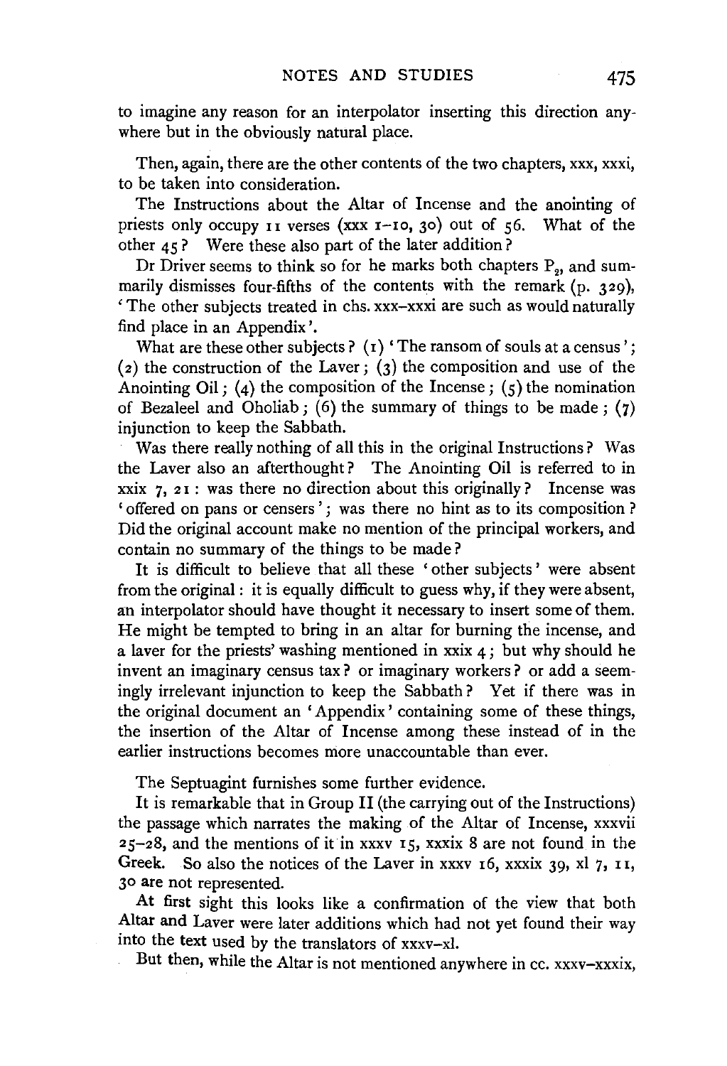to imagine any reason for an interpolator inserting this direction anywhere but in the obviously natural place.

Then, again, there are the other contents of the two chapters, xxx, xxxi, to be taken into consideration.

The Instructions about the Altar of Incense and the anointing of priests only occupy 11 verses (xxx 1–10, 30) out of 56. What of the other 45? Were these also part of the later addition?

Dr Driver seems to think so for he marks both chapters $P_2$, and summarily dismisses four-fifths of the contents with the remark (p. 329), 'The other subjects treated in chs. xxx–xxxi are such as would naturally find place in an Appendix'.

What are these other subjects? (1) 'The ransom of souls at a census'; (2) the construction of the Laver; (3) the composition and use of the Anointing Oil; (4) the composition of the Incense; (5) the nomination of Bezaleel and Oholiab; (6) the summary of things to be made; (7) injunction to keep the Sabbath.

Was there really nothing of all this in the original Instructions? Was the Laver also an afterthought? The Anointing Oil is referred to in xxix 7, 21: was there no direction about this originally? Incense was 'offered on pans or censers'; was there no hint as to its composition? Did the original account make no mention of the principal workers, and contain no summary of the things to be made?

It is difficult to believe that all these 'other subjects' were absent from the original: it is equally difficult to guess why, if they were absent, an interpolator should have thought it necessary to insert some of them. He might be tempted to bring in an altar for burning the incense, and a laver for the priests' washing mentioned in xxix 4; but why should he invent an imaginary census tax? or imaginary workers? or add a seemingly irrelevant injunction to keep the Sabbath? Yet if there was in the original document an 'Appendix' containing some of these things, the insertion of the Altar of Incense among these instead of in the earlier instructions becomes more unaccountable than ever.

The Septuagint furnishes some further evidence.

It is remarkable that in Group II (the carrying out of the Instructions) the passage which narrates the making of the Altar of Incense, xxxvii 25–28, and the mentions of it in xxxv 15, xxxix 8 are not found in the Greek. So also the notices of the Laver in xxxv 16, xxxix 39, xl 7, 11, 30 are not represented.

At first sight this looks like a confirmation of the view that both Altar and Laver were later additions which had not yet found their way into the text used by the translators of xxxv–xl.

But then, while the Altar is not mentioned anywhere in cc. xxxv–xxxix,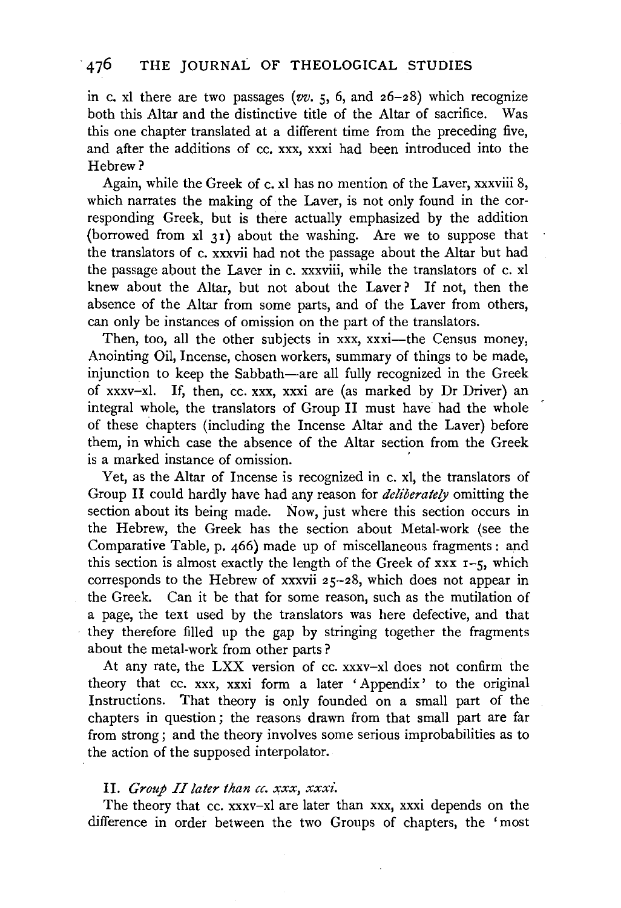in c. xl there are two passages (*vv.* 5, 6, and 26–28) which recognize both this Altar and the distinctive title of the Altar of sacrifice. Was this one chapter translated at a different time from the preceding five, and after the additions of cc. xxx, xxxi had been introduced into the Hebrew?

Again, while the Greek of c. xl has no mention of the Laver, xxxviii 8, which narrates the making of the Laver, is not only found in the corresponding Greek, but is there actually emphasized by the addition (borrowed from xl 31) about the washing. Are we to suppose that the translators of c. xxxvii had not the passage about the Altar but had the passage about the Laver in c. xxxviii, while the translators of c. xl knew about the Altar, but not about the Laver? If not, then the absence of the Altar from some parts, and of the Laver from others, can only be instances of omission on the part of the translators.

Then, too, all the other subjects in xxx, xxxi—the Census money, Anointing Oil, Incense, chosen workers, summary of things to be made, injunction to keep the Sabbath—are all fully recognized in the Greek of xxxv–xl. If, then, cc. xxx, xxxi are (as marked by Dr Driver) an integral whole, the translators of Group II must have had the whole of these chapters (including the Incense Altar and the Laver) before them, in which case the absence of the Altar section from the Greek is a marked instance of omission.

Yet, as the Altar of Incense is recognized in c. xl, the translators of Group II could hardly have had any reason for *deliberately* omitting the section about its being made. Now, just where this section occurs in the Hebrew, the Greek has the section about Metal-work (see the Comparative Table, p. 466) made up of miscellaneous fragments: and this section is almost exactly the length of the Greek of xxx 1–5, which corresponds to the Hebrew of xxxvii 25–28, which does not appear in the Greek. Can it be that for some reason, such as the mutilation of a page, the text used by the translators was here defective, and that they therefore filled up the gap by stringing together the fragments about the metal-work from other parts?

At any rate, the LXX version of cc. xxxv–xl does not confirm the theory that cc. xxx, xxxi form a later 'Appendix' to the original Instructions. That theory is only founded on a small part of the chapters in question; the reasons drawn from that small part are far from strong; and the theory involves some serious improbabilities as to the action of the supposed interpolator.

II. *Group II later than cc. xxx, xxxi.*

The theory that cc. xxxv–xl are later than xxx, xxxi depends on the difference in order between the two Groups of chapters, the 'most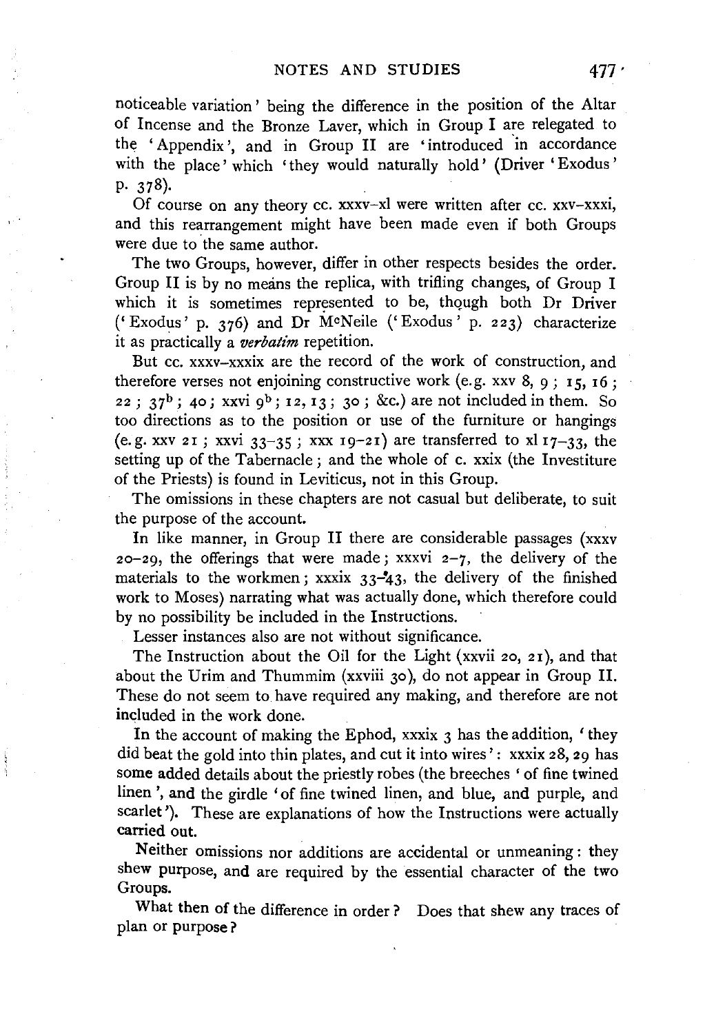noticeable variation' being the difference in the position of the Altar of Incense and the Bronze Laver, which in Group I are relegated to the 'Appendix', and in Group II are 'introduced in accordance with the place' which 'they would naturally hold' (Driver 'Exodus' p. 378).

Of course on any theory cc. xxxv–xl were written after cc. xxv–xxxi, and this rearrangement might have been made even if both Groups were due to the same author.

The two Groups, however, differ in other respects besides the order. Group II is by no means the replica, with trifling changes, of Group I which it is sometimes represented to be, though both Dr Driver ('Exodus' p. 376) and Dr McNeile ('Exodus' p. 223) characterize it as practically a *verbatim* repetition.

But cc. xxxv–xxxix are the record of the work of construction, and therefore verses not enjoining constructive work (e.g. xxv 8, 9; 15, 16; 22; 37b; 40; xxvi 9b; 12, 13; 30; &c.) are not included in them. So too directions as to the position or use of the furniture or hangings (e.g. xxv 21; xxvi 33–35; xxx 19–21) are transferred to xl 17–33, the setting up of the Tabernacle; and the whole of c. xxix (the Investiture of the Priests) is found in Leviticus, not in this Group.

The omissions in these chapters are not casual but deliberate, to suit the purpose of the account.

In like manner, in Group II there are considerable passages (xxxv 20–29, the offerings that were made; xxxvi 2–7, the delivery of the materials to the workmen; xxxix 33–43, the delivery of the finished work to Moses) narrating what was actually done, which therefore could by no possibility be included in the Instructions.

Lesser instances also are not without significance.

The Instruction about the Oil for the Light (xxvii 20, 21), and that about the Urim and Thummim (xxviii 30), do not appear in Group II. These do not seem to have required any making, and therefore are not included in the work done.

In the account of making the Ephod, xxxix 3 has the addition, 'they did beat the gold into thin plates, and cut it into wires': xxxix 28, 29 has some added details about the priestly robes (the breeches 'of fine twined linen', and the girdle 'of fine twined linen, and blue, and purple, and scarlet'). These are explanations of how the Instructions were actually carried out.

Neither omissions nor additions are accidental or unmeaning: they shew purpose, and are required by the essential character of the two Groups.

What then of the difference in order? Does that shew any traces of plan or purpose?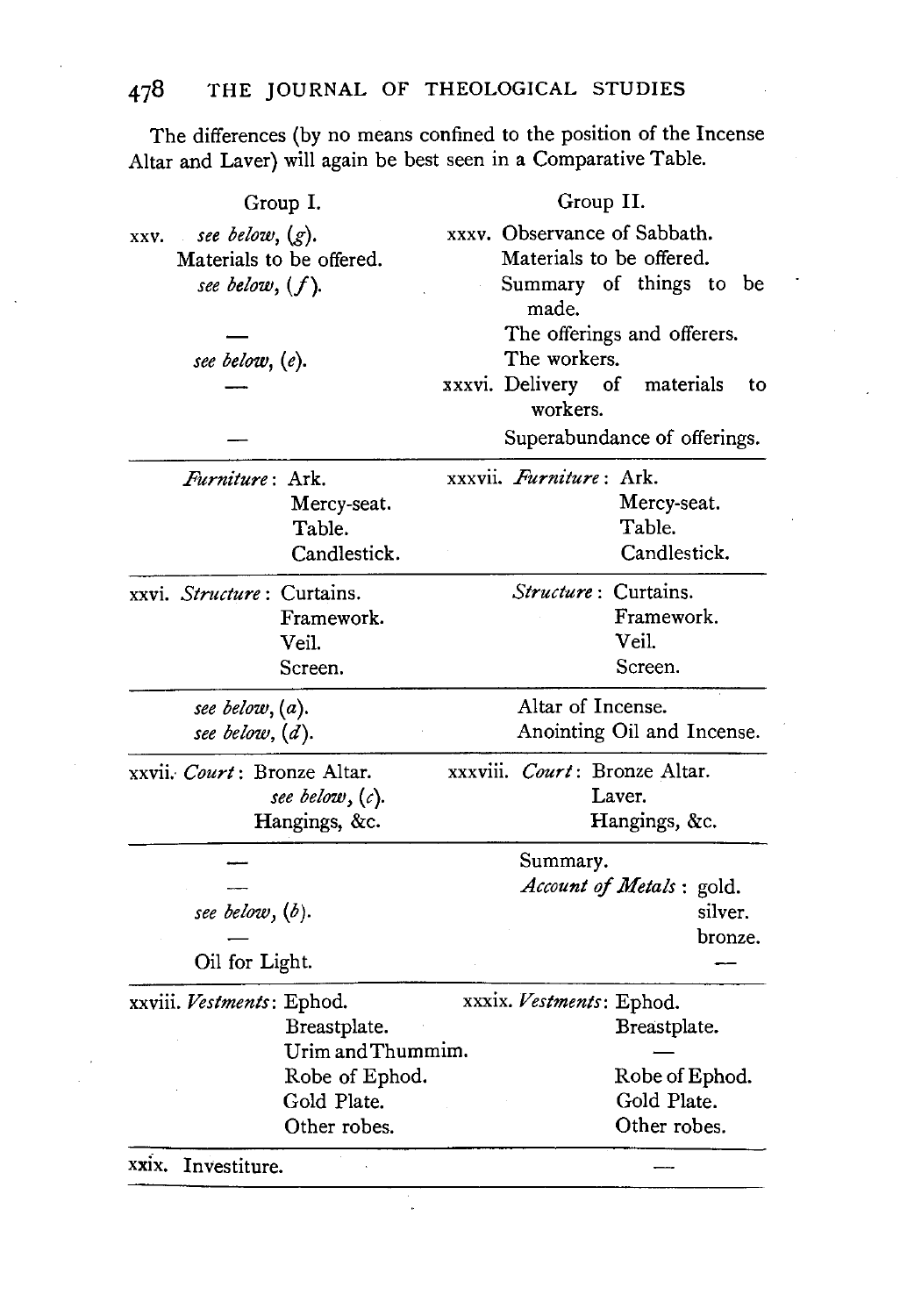The differences (by no means confined to the position of the Incense Altar and Laver) will again be best seen in a Comparative Table.

| Group I. | Group II. |
|---|---|
| xxv. *see below*, (*g*). | xxxv. Observance of Sabbath. |
| Materials to be offered. | Materials to be offered. |
| *see below*, (*f*). | Summary of things to be made. |
| — | The offerings and offerers. |
| *see below*, (*e*). | The workers. |
| — | xxxvi. Delivery of materials to workers. |
| — | Superabundance of offerings. |
| *Furniture*: Ark. | xxxvii. *Furniture*: Ark. |
| Mercy-seat. | Mercy-seat. |
| Table. | Table. |
| Candlestick. | Candlestick. |
| xxvi. *Structure*: Curtains. | *Structure*: Curtains. |
| Framework. | Framework. |
| Veil. | Veil. |
| Screen. | Screen. |
| *see below*, (*a*). | Altar of Incense. |
| *see below*, (*d*). | Anointing Oil and Incense. |
| xxvii. *Court*: Bronze Altar. | xxxviii. *Court*: Bronze Altar. |
| *see below*, (*c*). | Laver. |
| Hangings, &c. | Hangings, &c. |
| — | Summary. |
| — | *Account of Metals*: gold. |
| *see below*, (*b*). | silver. |
| — | bronze. |
| Oil for Light. | — |
| xxviii. *Vestments*: Ephod. | xxxix. *Vestments*: Ephod. |
| Breastplate. | Breastplate. |
| Urim and Thummim. | — |
| Robe of Ephod. | Robe of Ephod. |
| Gold Plate. | Gold Plate. |
| Other robes. | Other robes. |
| xxix. Investiture. | — |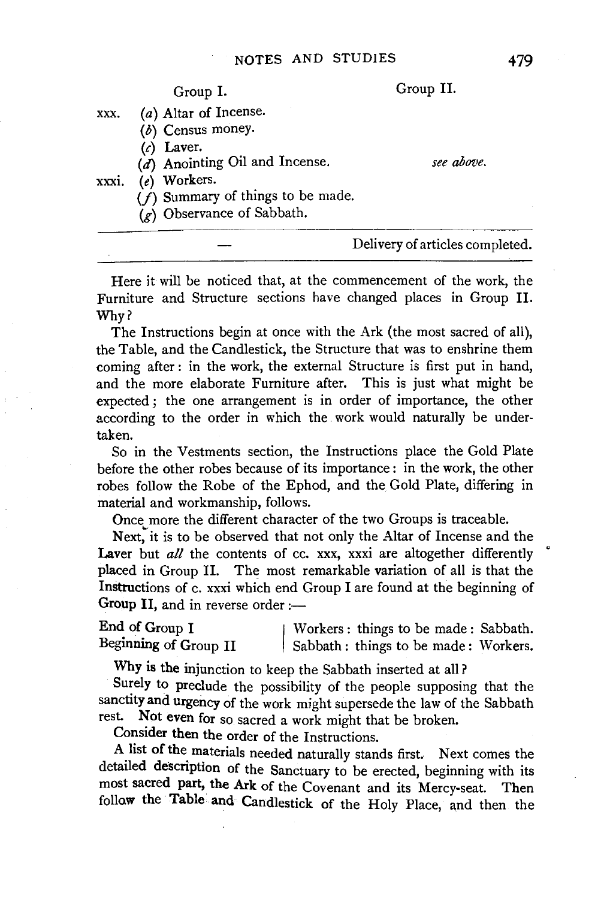| | Group I. | Group II. |
|---|---|---|
| xxx. | (*a*) Altar of Incense. | |
| | (*b*) Census money. | |
| | (*c*) Laver. | |
| | (*d*) Anointing Oil and Incense. | *see above.* |
| xxxi. | (*e*) Workers. | |
| | (*f*) Summary of things to be made. | |
| | (*g*) Observance of Sabbath. | |
| | — | Delivery of articles completed. |

Here it will be noticed that, at the commencement of the work, the Furniture and Structure sections have changed places in Group II. Why?

The Instructions begin at once with the Ark (the most sacred of all), the Table, and the Candlestick, the Structure that was to enshrine them coming after: in the work, the external Structure is first put in hand, and the more elaborate Furniture after. This is just what might be expected; the one arrangement is in order of importance, the other according to the order in which the work would naturally be undertaken.

So in the Vestments section, the Instructions place the Gold Plate before the other robes because of its importance: in the work, the other robes follow the Robe of the Ephod, and the Gold Plate, differing in material and workmanship, follows.

Once more the different character of the two Groups is traceable.

Next, it is to be observed that not only the Altar of Incense and the Laver but *all* the contents of cc. xxx, xxxi are altogether differently placed in Group II. The most remarkable variation of all is that the Instructions of c. xxxi which end Group I are found at the beginning of Group II, and in reverse order:—

| | |
|---|---|
| End of Group I | Workers: things to be made: Sabbath. |
| Beginning of Group II | Sabbath: things to be made: Workers. |

Why is the injunction to keep the Sabbath inserted at all?

Surely to preclude the possibility of the people supposing that the sanctity and urgency of the work might supersede the law of the Sabbath rest. Not even for so sacred a work might that be broken.

Consider then the order of the Instructions.

A list of the materials needed naturally stands first. Next comes the detailed description of the Sanctuary to be erected, beginning with its most sacred part, the Ark of the Covenant and its Mercy-seat. Then follow the Table and Candlestick of the Holy Place, and then the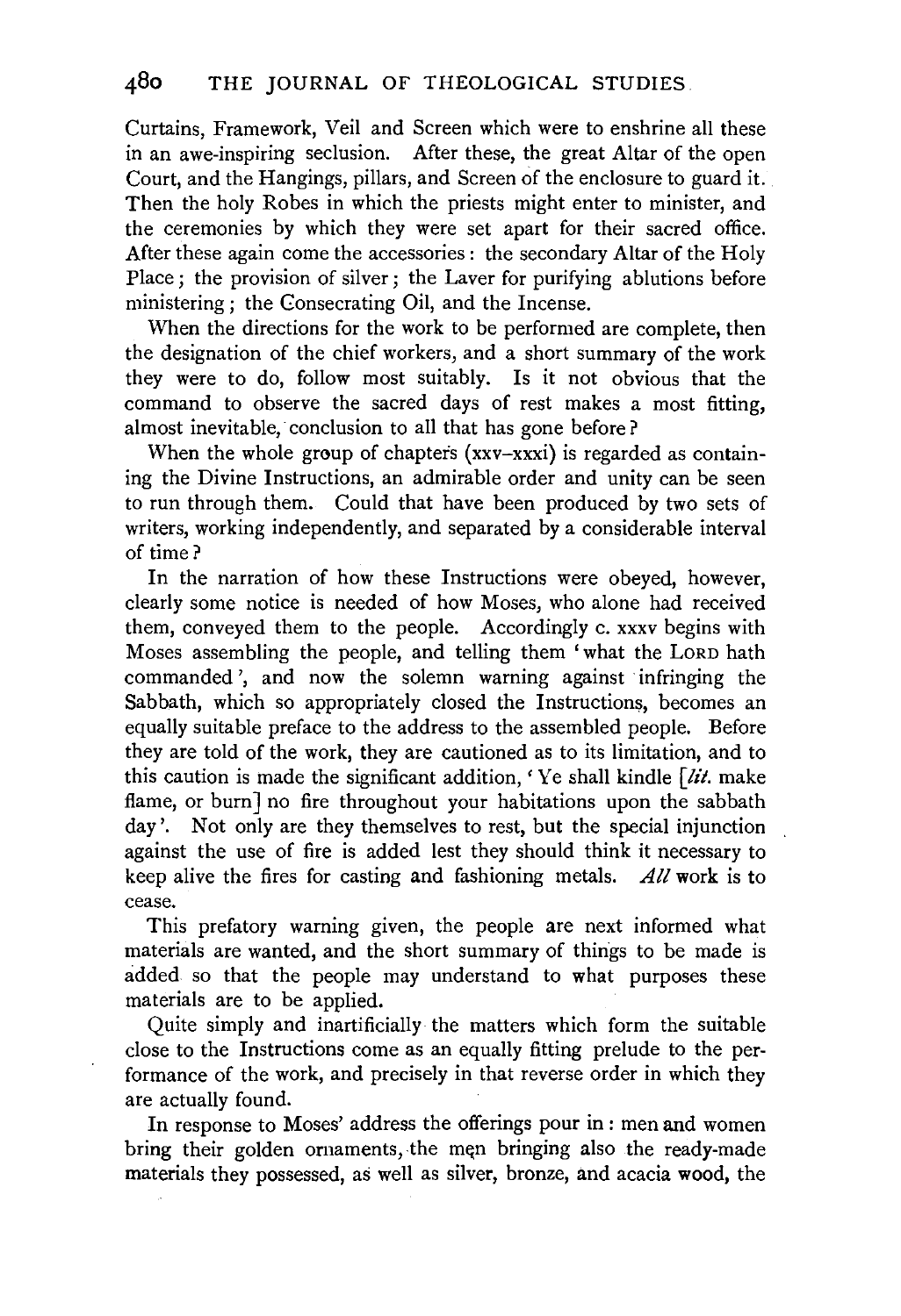Curtains, Framework, Veil and Screen which were to enshrine all these in an awe-inspiring seclusion. After these, the great Altar of the open Court, and the Hangings, pillars, and Screen of the enclosure to guard it. Then the holy Robes in which the priests might enter to minister, and the ceremonies by which they were set apart for their sacred office. After these again come the accessories: the secondary Altar of the Holy Place; the provision of silver; the Laver for purifying ablutions before ministering; the Consecrating Oil, and the Incense.

When the directions for the work to be performed are complete, then the designation of the chief workers, and a short summary of the work they were to do, follow most suitably. Is it not obvious that the command to observe the sacred days of rest makes a most fitting, almost inevitable, conclusion to all that has gone before?

When the whole group of chapters (xxv–xxxi) is regarded as containing the Divine Instructions, an admirable order and unity can be seen to run through them. Could that have been produced by two sets of writers, working independently, and separated by a considerable interval of time?

In the narration of how these Instructions were obeyed, however, clearly some notice is needed of how Moses, who alone had received them, conveyed them to the people. Accordingly c. xxxv begins with Moses assembling the people, and telling them 'what the LORD hath commanded', and now the solemn warning against infringing the Sabbath, which so appropriately closed the Instructions, becomes an equally suitable preface to the address to the assembled people. Before they are told of the work, they are cautioned as to its limitation, and to this caution is made the significant addition, 'Ye shall kindle [*lit.* make flame, or burn] no fire throughout your habitations upon the sabbath day'. Not only are they themselves to rest, but the special injunction against the use of fire is added lest they should think it necessary to keep alive the fires for casting and fashioning metals. *All* work is to cease.

This prefatory warning given, the people are next informed what materials are wanted, and the short summary of things to be made is added so that the people may understand to what purposes these materials are to be applied.

Quite simply and inartificially the matters which form the suitable close to the Instructions come as an equally fitting prelude to the performance of the work, and precisely in that reverse order in which they are actually found.

In response to Moses' address the offerings pour in: men and women bring their golden ornaments, the men bringing also the ready-made materials they possessed, as well as silver, bronze, and acacia wood, the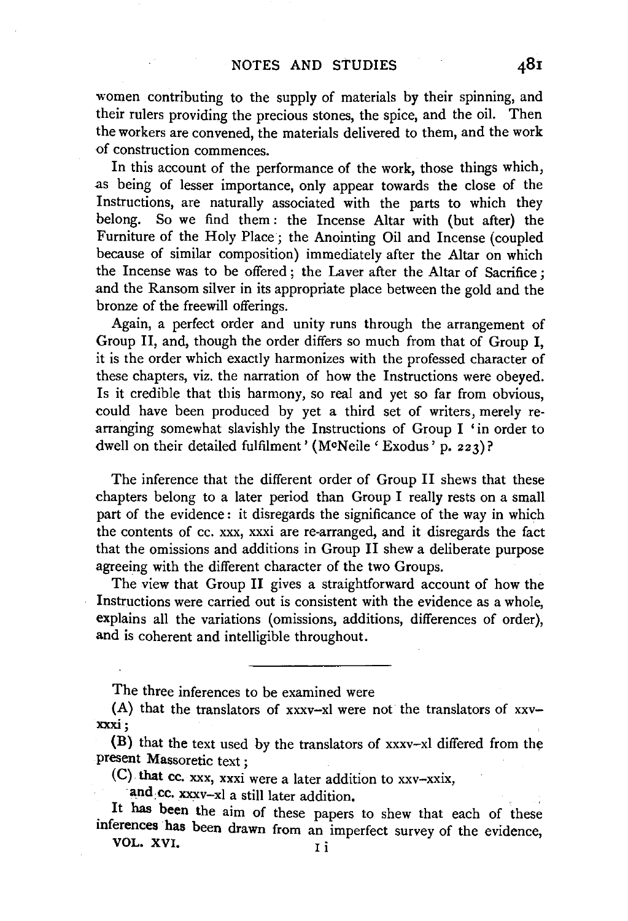women contributing to the supply of materials by their spinning, and their rulers providing the precious stones, the spice, and the oil. Then the workers are convened, the materials delivered to them, and the work of construction commences.

In this account of the performance of the work, those things which, as being of lesser importance, only appear towards the close of the Instructions, are naturally associated with the parts to which they belong. So we find them: the Incense Altar with (but after) the Furniture of the Holy Place; the Anointing Oil and Incense (coupled because of similar composition) immediately after the Altar on which the Incense was to be offered; the Laver after the Altar of Sacrifice; and the Ransom silver in its appropriate place between the gold and the bronze of the freewill offerings.

Again, a perfect order and unity runs through the arrangement of Group II, and, though the order differs so much from that of Group I, it is the order which exactly harmonizes with the professed character of these chapters, viz. the narration of how the Instructions were obeyed. Is it credible that this harmony, so real and yet so far from obvious, could have been produced by yet a third set of writers, merely re-arranging somewhat slavishly the Instructions of Group I 'in order to dwell on their detailed fulfilment' (McNeile 'Exodus' p. 223)?

The inference that the different order of Group II shews that these chapters belong to a later period than Group I really rests on a small part of the evidence: it disregards the significance of the way in which the contents of cc. xxx, xxxi are re-arranged, and it disregards the fact that the omissions and additions in Group II shew a deliberate purpose agreeing with the different character of the two Groups.

The view that Group II gives a straightforward account of how the Instructions were carried out is consistent with the evidence as a whole, explains all the variations (omissions, additions, differences of order), and is coherent and intelligible throughout.

---

The three inferences to be examined were

(A) that the translators of xxxv–xl were not the translators of xxv–xxxi;

(B) that the text used by the translators of xxxv–xl differed from the present Massoretic text;

(C) that cc. xxx, xxxi were a later addition to xxv–xxix,

and cc. xxxv–xl a still later addition.

It has been the aim of these papers to shew that each of these inferences has been drawn from an imperfect survey of the evidence,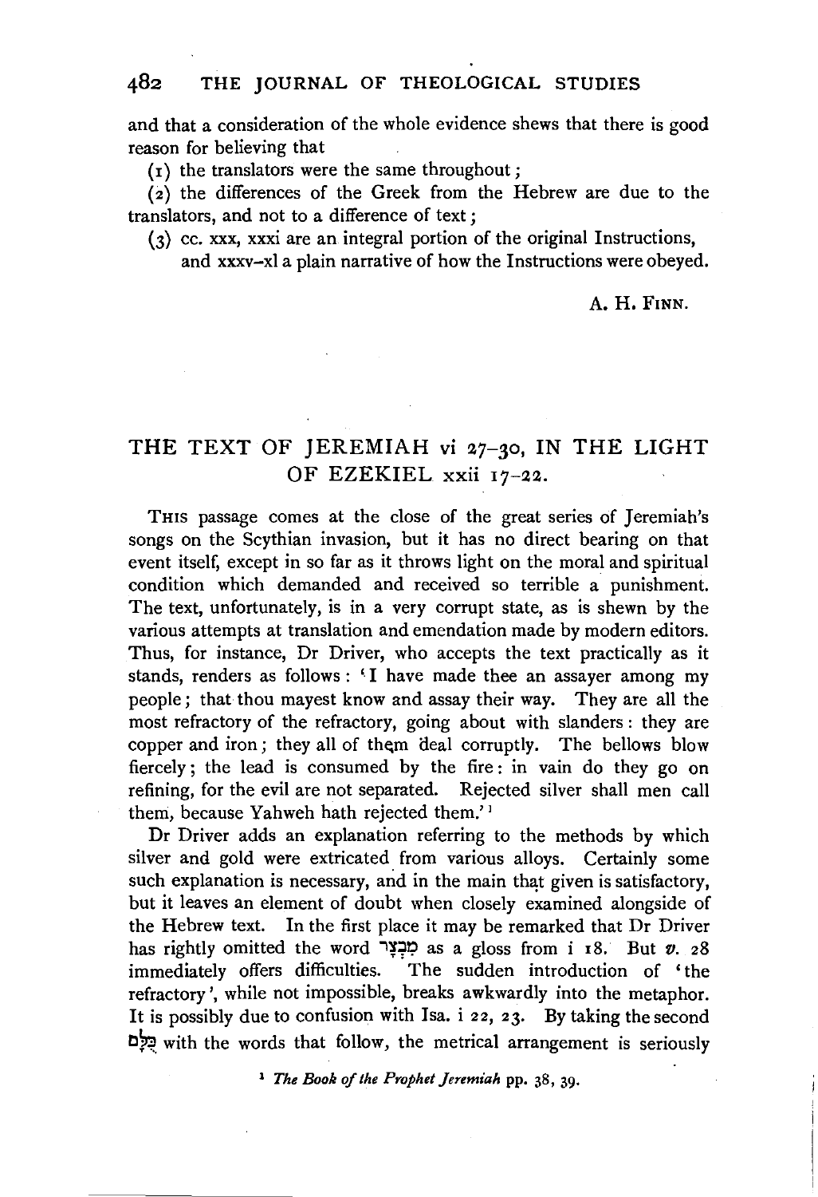and that a consideration of the whole evidence shews that there is good reason for believing that

(1) the translators were the same throughout;

(2) the differences of the Greek from the Hebrew are due to the translators, and not to a difference of text;

(3) cc. xxx, xxxi are an integral portion of the original Instructions, and xxxv–xl a plain narrative of how the Instructions were obeyed.

A. H. Finn.

## THE TEXT OF JEREMIAH vi 27–30, IN THE LIGHT OF EZEKIEL xxii 17–22.

This passage comes at the close of the great series of Jeremiah's songs on the Scythian invasion, but it has no direct bearing on that event itself, except in so far as it throws light on the moral and spiritual condition which demanded and received so terrible a punishment. The text, unfortunately, is in a very corrupt state, as is shewn by the various attempts at translation and emendation made by modern editors. Thus, for instance, Dr Driver, who accepts the text practically as it stands, renders as follows: 'I have made thee an assayer among my people; that thou mayest know and assay their way. They are all the most refractory of the refractory, going about with slanders: they are copper and iron; they all of them deal corruptly. The bellows blow fiercely; the lead is consumed by the fire: in vain do they go on refining, for the evil are not separated. Rejected silver shall men call them, because Yahweh hath rejected them.'[1]

Dr Driver adds an explanation referring to the methods by which silver and gold were extricated from various alloys. Certainly some such explanation is necessary, and in the main that given is satisfactory, but it leaves an element of doubt when closely examined alongside of the Hebrew text. In the first place it may be remarked that Dr Driver has rightly omitted the word מִבְצָר as a gloss from i 18. But *v.* 28 immediately offers difficulties. The sudden introduction of 'the refractory', while not impossible, breaks awkwardly into the metaphor. It is possibly due to confusion with Isa. i 22, 23. By taking the second כֻּלָּם with the words that follow, the metrical arrangement is seriously

[1] *The Book of the Prophet Jeremiah* pp. 38, 39.